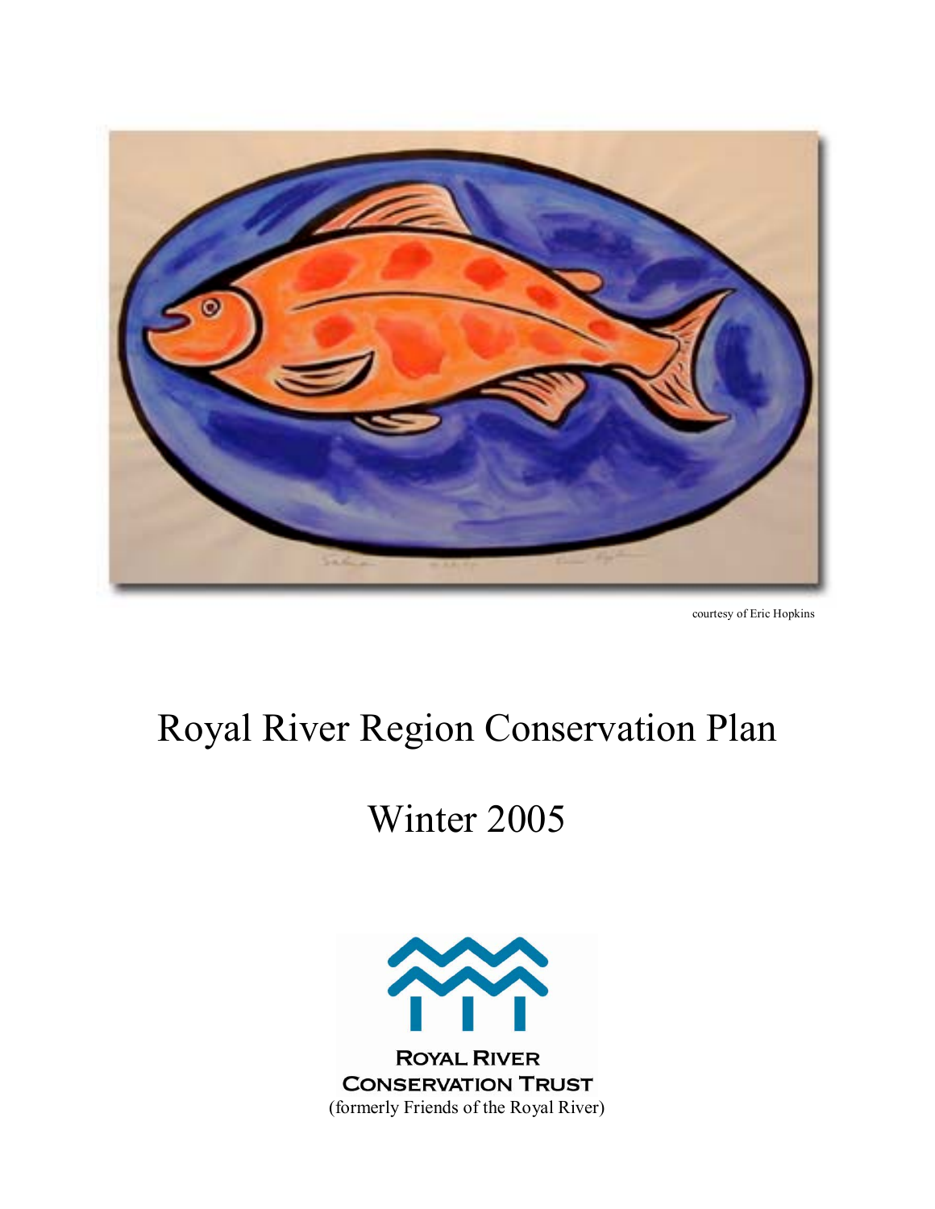courtesy of Eric Hopkins

# Royal River Region Conservation Plan

# Winter 2005

**ROYAL RIVER CONSERVATION TRUST**

(formerly Friends of the Royal River)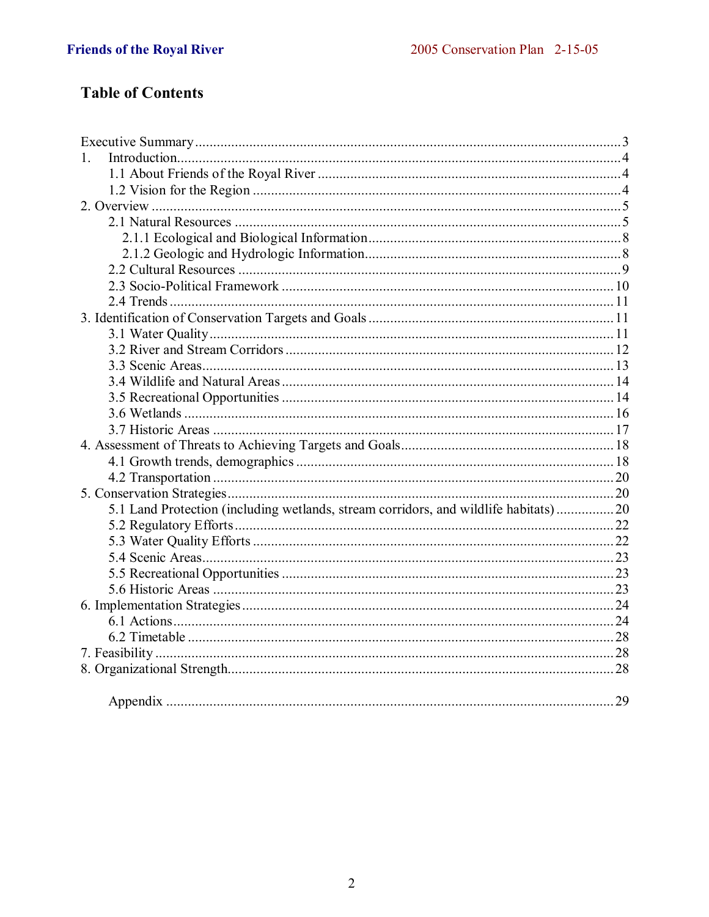## Table of Contents

Executive Summary ........................................................................................................ 3
1. Introduction................................................................................................................ 4
   1.1 About Friends of the Royal River ......................................................................... 4
   1.2 Vision for the Region ............................................................................................ 4
2. Overview ..................................................................................................................... 5
   2.1 Natural Resources .................................................................................................. 5
      2.1.1 Ecological and Biological Information.......................................................... 8
      2.1.2 Geologic and Hydrologic Information........................................................... 8
   2.2 Cultural Resources ................................................................................................. 9
   2.3 Socio-Political Framework .................................................................................. 10
   2.4 Trends .................................................................................................................. 11
3. Identification of Conservation Targets and Goals ..................................................... 11
   3.1 Water Quality....................................................................................................... 11
   3.2 River and Stream Corridors ................................................................................. 12
   3.3 Scenic Areas......................................................................................................... 13
   3.4 Wildlife and Natural Areas .................................................................................. 14
   3.5 Recreational Opportunities .................................................................................. 14
   3.6 Wetlands .............................................................................................................. 16
   3.7 Historic Areas ...................................................................................................... 17
4. Assessment of Threats to Achieving Targets and Goals ............................................ 18
   4.1 Growth trends, demographics .............................................................................. 18
   4.2 Transportation ...................................................................................................... 20
5. Conservation Strategies ............................................................................................. 20
   5.1 Land Protection (including wetlands, stream corridors, and wildlife habitats) ...... 20
   5.2 Regulatory Efforts................................................................................................ 22
   5.3 Water Quality Efforts ........................................................................................... 22
   5.4 Scenic Areas......................................................................................................... 23
   5.5 Recreational Opportunities .................................................................................. 23
   5.6 Historic Areas ...................................................................................................... 23
6. Implementation Strategies ......................................................................................... 24
   6.1 Actions................................................................................................................. 24
   6.2 Timetable ............................................................................................................. 28
7. Feasibility .................................................................................................................. 28
8. Organizational Strength............................................................................................. 28

   Appendix ................................................................................................................. 29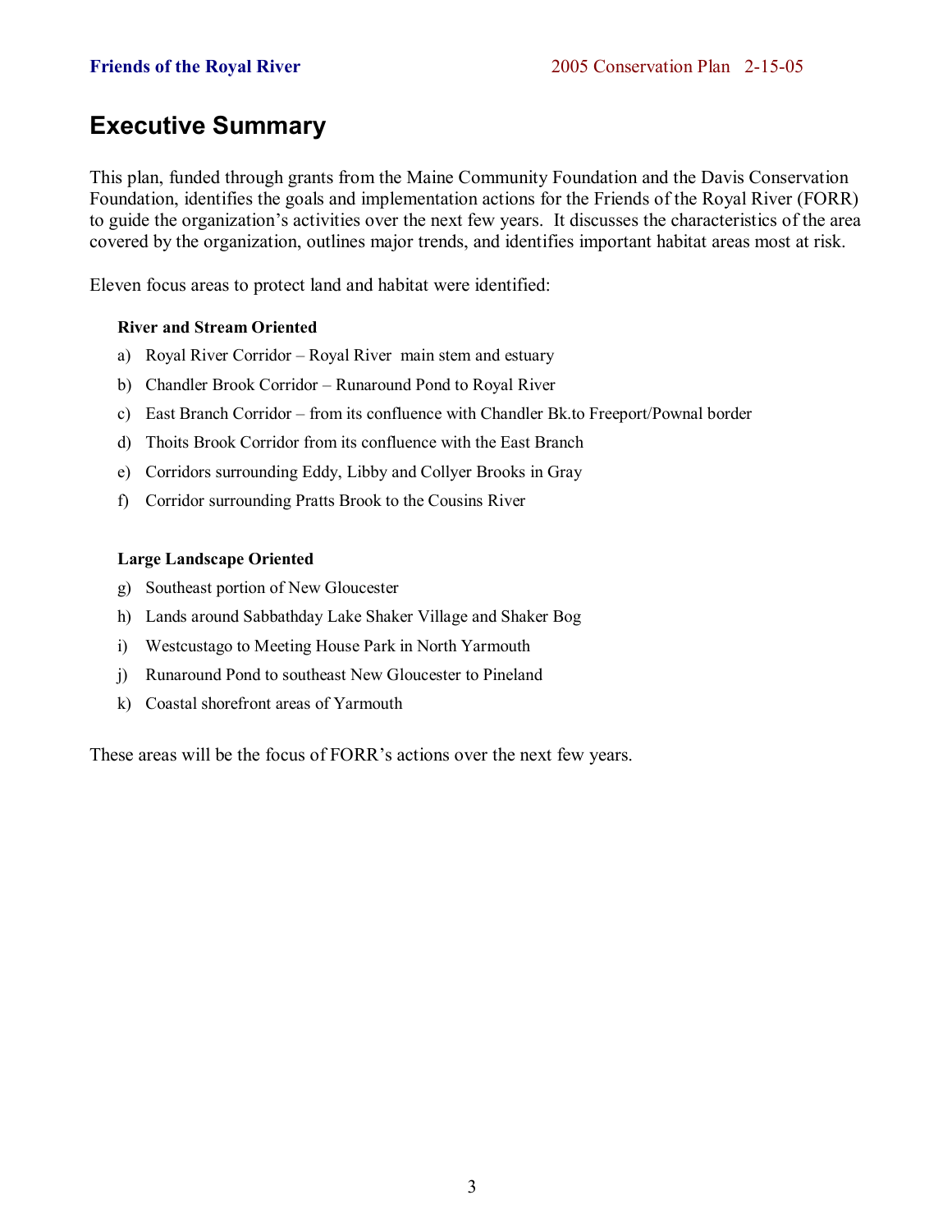# Executive Summary

This plan, funded through grants from the Maine Community Foundation and the Davis Conservation Foundation, identifies the goals and implementation actions for the Friends of the Royal River (FORR) to guide the organization's activities over the next few years. It discusses the characteristics of the area covered by the organization, outlines major trends, and identifies important habitat areas most at risk.

Eleven focus areas to protect land and habitat were identified:

**River and Stream Oriented**

a) Royal River Corridor – Royal River main stem and estuary

b) Chandler Brook Corridor – Runaround Pond to Royal River

c) East Branch Corridor – from its confluence with Chandler Bk.to Freeport/Pownal border

d) Thoits Brook Corridor from its confluence with the East Branch

e) Corridors surrounding Eddy, Libby and Collyer Brooks in Gray

f) Corridor surrounding Pratts Brook to the Cousins River

**Large Landscape Oriented**

g) Southeast portion of New Gloucester

h) Lands around Sabbathday Lake Shaker Village and Shaker Bog

i) Westcustago to Meeting House Park in North Yarmouth

j) Runaround Pond to southeast New Gloucester to Pineland

k) Coastal shorefront areas of Yarmouth

These areas will be the focus of FORR's actions over the next few years.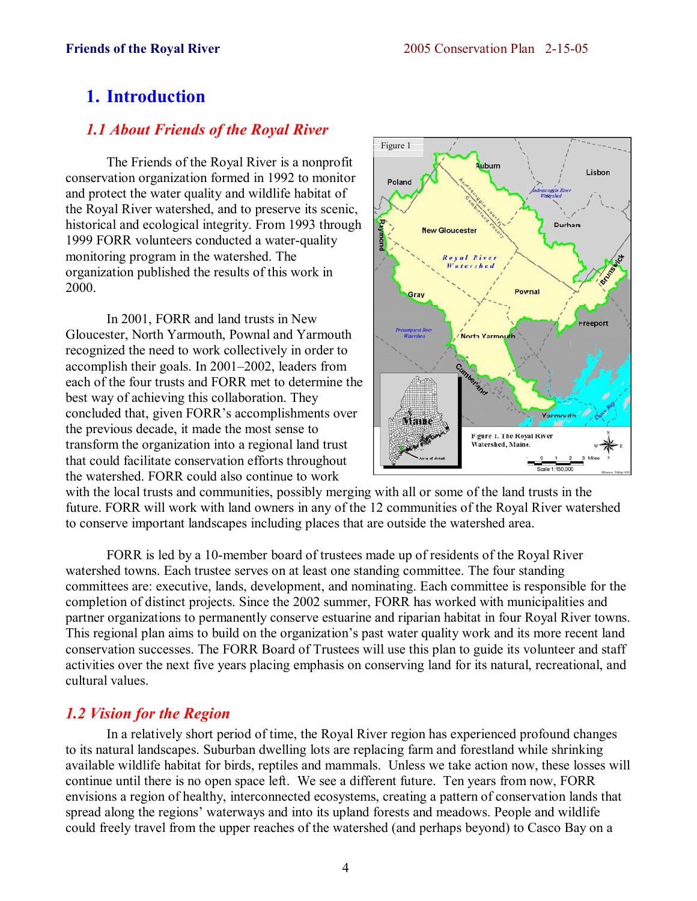# 1. Introduction

## *1.1 About Friends of the Royal River*

The Friends of the Royal River is a nonprofit conservation organization formed in 1992 to monitor and protect the water quality and wildlife habitat of the Royal River watershed, and to preserve its scenic, historical and ecological integrity. From 1993 through 1999 FORR volunteers conducted a water-quality monitoring program in the watershed. The organization published the results of this work in 2000.

In 2001, FORR and land trusts in New Gloucester, North Yarmouth, Pownal and Yarmouth recognized the need to work collectively in order to accomplish their goals. In 2001–2002, leaders from each of the four trusts and FORR met to determine the best way of achieving this collaboration. They concluded that, given FORR's accomplishments over the previous decade, it made the most sense to transform the organization into a regional land trust that could facilitate conservation efforts throughout the watershed. FORR could also continue to work with the local trusts and communities, possibly merging with all or some of the land trusts in the future. FORR will work with land owners in any of the 12 communities of the Royal River watershed to conserve important landscapes including places that are outside the watershed area.

Figure 1. The Royal River Watershed, Maine.

FORR is led by a 10-member board of trustees made up of residents of the Royal River watershed towns. Each trustee serves on at least one standing committee. The four standing committees are: executive, lands, development, and nominating. Each committee is responsible for the completion of distinct projects. Since the 2002 summer, FORR has worked with municipalities and partner organizations to permanently conserve estuarine and riparian habitat in four Royal River towns. This regional plan aims to build on the organization's past water quality work and its more recent land conservation successes. The FORR Board of Trustees will use this plan to guide its volunteer and staff activities over the next five years placing emphasis on conserving land for its natural, recreational, and cultural values.

## *1.2 Vision for the Region*

In a relatively short period of time, the Royal River region has experienced profound changes to its natural landscapes. Suburban dwelling lots are replacing farm and forestland while shrinking available wildlife habitat for birds, reptiles and mammals. Unless we take action now, these losses will continue until there is no open space left. We see a different future. Ten years from now, FORR envisions a region of healthy, interconnected ecosystems, creating a pattern of conservation lands that spread along the regions' waterways and into its upland forests and meadows. People and wildlife could freely travel from the upper reaches of the watershed (and perhaps beyond) to Casco Bay on a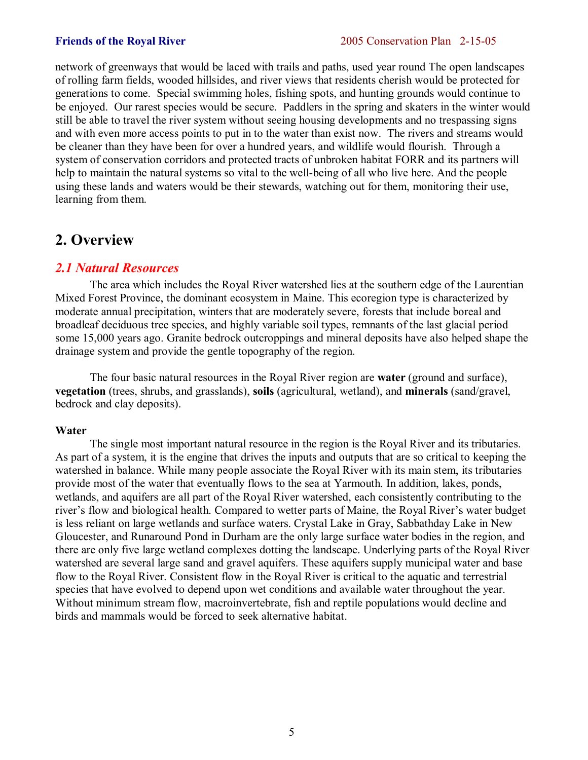network of greenways that would be laced with trails and paths, used year round The open landscapes of rolling farm fields, wooded hillsides, and river views that residents cherish would be protected for generations to come. Special swimming holes, fishing spots, and hunting grounds would continue to be enjoyed. Our rarest species would be secure. Paddlers in the spring and skaters in the winter would still be able to travel the river system without seeing housing developments and no trespassing signs and with even more access points to put in to the water than exist now. The rivers and streams would be cleaner than they have been for over a hundred years, and wildlife would flourish. Through a system of conservation corridors and protected tracts of unbroken habitat FORR and its partners will help to maintain the natural systems so vital to the well-being of all who live here. And the people using these lands and waters would be their stewards, watching out for them, monitoring their use, learning from them.

# 2. Overview

## *2.1 Natural Resources*

The area which includes the Royal River watershed lies at the southern edge of the Laurentian Mixed Forest Province, the dominant ecosystem in Maine. This ecoregion type is characterized by moderate annual precipitation, winters that are moderately severe, forests that include boreal and broadleaf deciduous tree species, and highly variable soil types, remnants of the last glacial period some 15,000 years ago. Granite bedrock outcroppings and mineral deposits have also helped shape the drainage system and provide the gentle topography of the region.

The four basic natural resources in the Royal River region are **water** (ground and surface), **vegetation** (trees, shrubs, and grasslands), **soils** (agricultural, wetland), and **minerals** (sand/gravel, bedrock and clay deposits).

**Water**

The single most important natural resource in the region is the Royal River and its tributaries. As part of a system, it is the engine that drives the inputs and outputs that are so critical to keeping the watershed in balance. While many people associate the Royal River with its main stem, its tributaries provide most of the water that eventually flows to the sea at Yarmouth. In addition, lakes, ponds, wetlands, and aquifers are all part of the Royal River watershed, each consistently contributing to the river's flow and biological health. Compared to wetter parts of Maine, the Royal River's water budget is less reliant on large wetlands and surface waters. Crystal Lake in Gray, Sabbathday Lake in New Gloucester, and Runaround Pond in Durham are the only large surface water bodies in the region, and there are only five large wetland complexes dotting the landscape. Underlying parts of the Royal River watershed are several large sand and gravel aquifers. These aquifers supply municipal water and base flow to the Royal River. Consistent flow in the Royal River is critical to the aquatic and terrestrial species that have evolved to depend upon wet conditions and available water throughout the year. Without minimum stream flow, macroinvertebrate, fish and reptile populations would decline and birds and mammals would be forced to seek alternative habitat.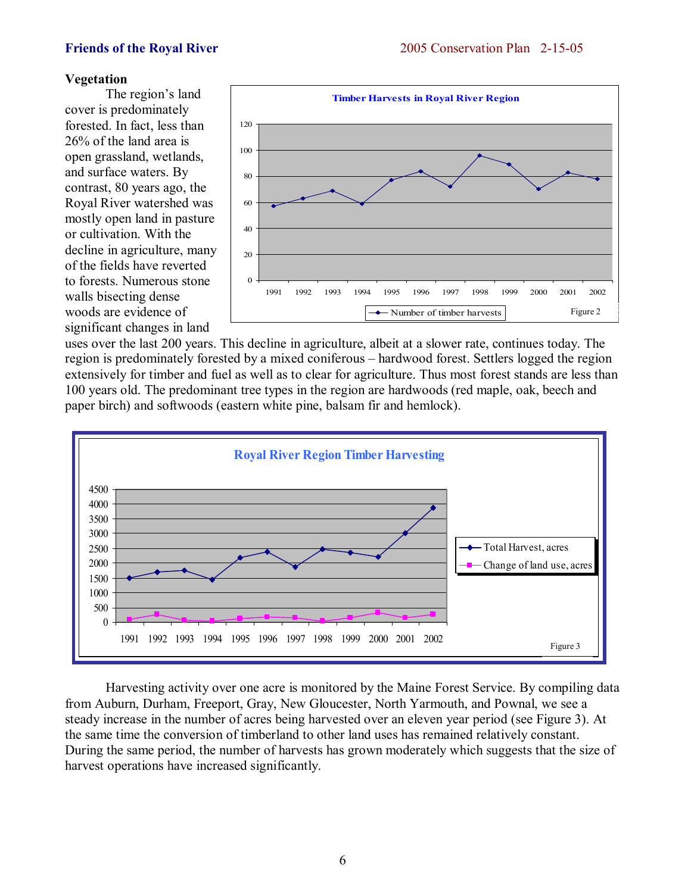### Vegetation

The region's land cover is predominately forested. In fact, less than 26% of the land area is open grassland, wetlands, and surface waters. By contrast, 80 years ago, the Royal River watershed was mostly open land in pasture or cultivation. With the decline in agriculture, many of the fields have reverted to forests. Numerous stone walls bisecting dense woods are evidence of significant changes in land uses over the last 200 years. This decline in agriculture, albeit at a slower rate, continues today. The region is predominately forested by a mixed coniferous – hardwood forest. Settlers logged the region extensively for timber and fuel as well as to clear for agriculture. Thus most forest stands are less than 100 years old. The predominant tree types in the region are hardwoods (red maple, oak, beech and paper birch) and softwoods (eastern white pine, balsam fir and hemlock).

**Timber Harvests in Royal River Region**

Figure 2

**Royal River Region Timber Harvesting**

Figure 3

Harvesting activity over one acre is monitored by the Maine Forest Service. By compiling data from Auburn, Durham, Freeport, Gray, New Gloucester, North Yarmouth, and Pownal, we see a steady increase in the number of acres being harvested over an eleven year period (see Figure 3). At the same time the conversion of timberland to other land uses has remained relatively constant. During the same period, the number of harvests has grown moderately which suggests that the size of harvest operations have increased significantly.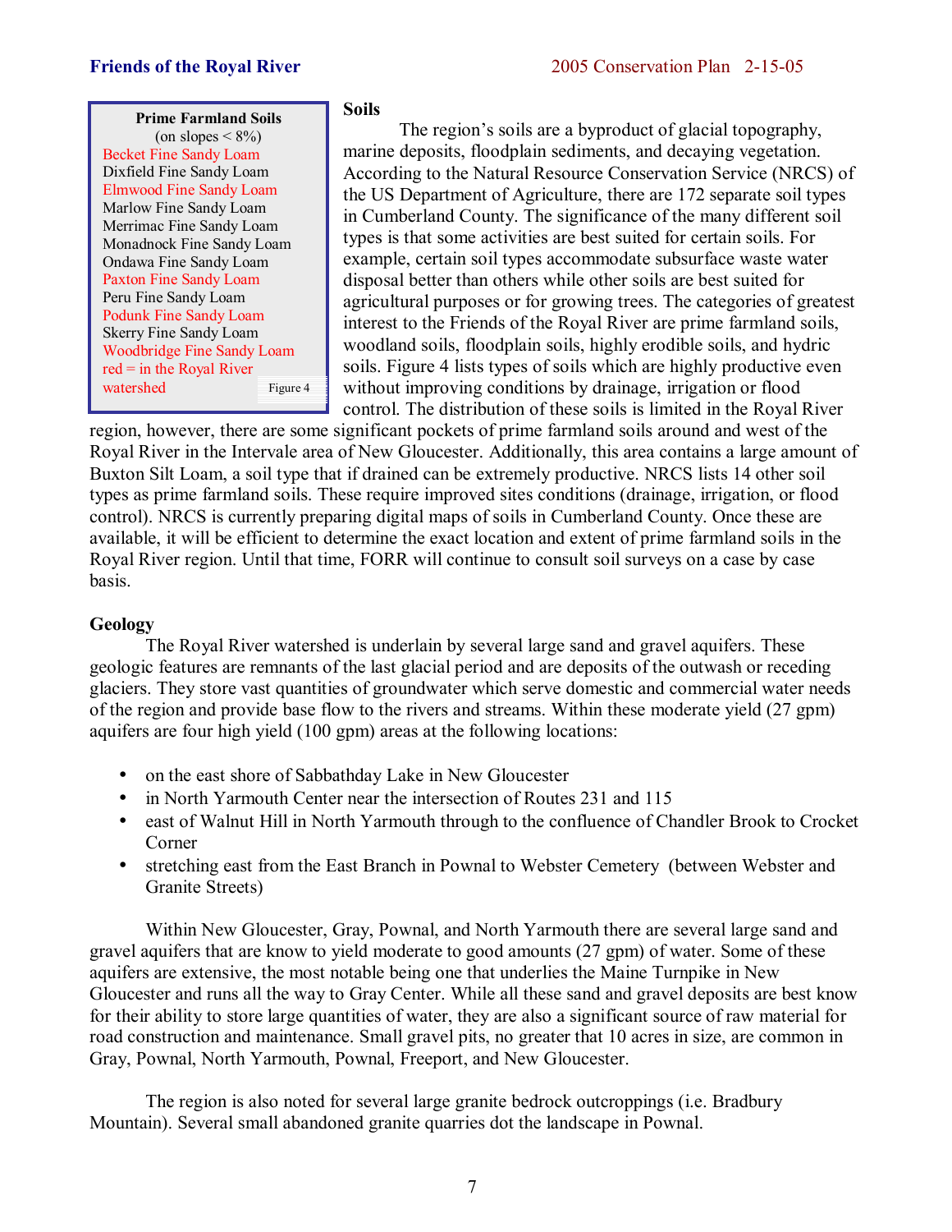**Prime Farmland Soils**
(on slopes < 8%)

- Becket Fine Sandy Loam
- Dixfield Fine Sandy Loam
- Elmwood Fine Sandy Loam
- Marlow Fine Sandy Loam
- Merrimac Fine Sandy Loam
- Monadnock Fine Sandy Loam
- Ondawa Fine Sandy Loam
- Paxton Fine Sandy Loam
- Peru Fine Sandy Loam
- Podunk Fine Sandy Loam
- Skerry Fine Sandy Loam
- Woodbridge Fine Sandy Loam

red = in the Royal River watershed

Figure 4

## Soils

The region's soils are a byproduct of glacial topography, marine deposits, floodplain sediments, and decaying vegetation. According to the Natural Resource Conservation Service (NRCS) of the US Department of Agriculture, there are 172 separate soil types in Cumberland County. The significance of the many different soil types is that some activities are best suited for certain soils. For example, certain soil types accommodate subsurface waste water disposal better than others while other soils are best suited for agricultural purposes or for growing trees. The categories of greatest interest to the Friends of the Royal River are prime farmland soils, woodland soils, floodplain soils, highly erodible soils, and hydric soils. Figure 4 lists types of soils which are highly productive even without improving conditions by drainage, irrigation or flood control. The distribution of these soils is limited in the Royal River region, however, there are some significant pockets of prime farmland soils around and west of the Royal River in the Intervale area of New Gloucester. Additionally, this area contains a large amount of Buxton Silt Loam, a soil type that if drained can be extremely productive. NRCS lists 14 other soil types as prime farmland soils. These require improved sites conditions (drainage, irrigation, or flood control). NRCS is currently preparing digital maps of soils in Cumberland County. Once these are available, it will be efficient to determine the exact location and extent of prime farmland soils in the Royal River region. Until that time, FORR will continue to consult soil surveys on a case by case basis.

## Geology

The Royal River watershed is underlain by several large sand and gravel aquifers. These geologic features are remnants of the last glacial period and are deposits of the outwash or receding glaciers. They store vast quantities of groundwater which serve domestic and commercial water needs of the region and provide base flow to the rivers and streams. Within these moderate yield (27 gpm) aquifers are four high yield (100 gpm) areas at the following locations:

- on the east shore of Sabbathday Lake in New Gloucester
- in North Yarmouth Center near the intersection of Routes 231 and 115
- east of Walnut Hill in North Yarmouth through to the confluence of Chandler Brook to Crocket Corner
- stretching east from the East Branch in Pownal to Webster Cemetery (between Webster and Granite Streets)

Within New Gloucester, Gray, Pownal, and North Yarmouth there are several large sand and gravel aquifers that are know to yield moderate to good amounts (27 gpm) of water. Some of these aquifers are extensive, the most notable being one that underlies the Maine Turnpike in New Gloucester and runs all the way to Gray Center. While all these sand and gravel deposits are best know for their ability to store large quantities of water, they are also a significant source of raw material for road construction and maintenance. Small gravel pits, no greater that 10 acres in size, are common in Gray, Pownal, North Yarmouth, Pownal, Freeport, and New Gloucester.

The region is also noted for several large granite bedrock outcroppings (i.e. Bradbury Mountain). Several small abandoned granite quarries dot the landscape in Pownal.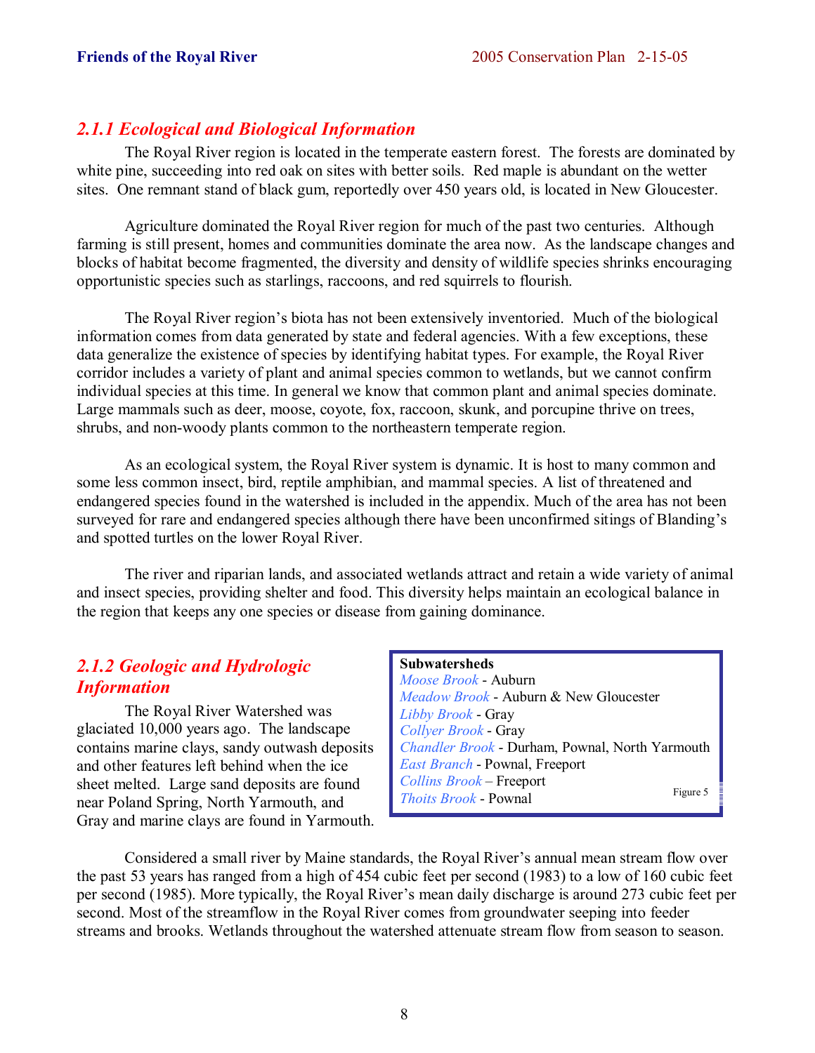## *2.1.1 Ecological and Biological Information*

The Royal River region is located in the temperate eastern forest. The forests are dominated by white pine, succeeding into red oak on sites with better soils. Red maple is abundant on the wetter sites. One remnant stand of black gum, reportedly over 450 years old, is located in New Gloucester.

Agriculture dominated the Royal River region for much of the past two centuries. Although farming is still present, homes and communities dominate the area now. As the landscape changes and blocks of habitat become fragmented, the diversity and density of wildlife species shrinks encouraging opportunistic species such as starlings, raccoons, and red squirrels to flourish.

The Royal River region's biota has not been extensively inventoried. Much of the biological information comes from data generated by state and federal agencies. With a few exceptions, these data generalize the existence of species by identifying habitat types. For example, the Royal River corridor includes a variety of plant and animal species common to wetlands, but we cannot confirm individual species at this time. In general we know that common plant and animal species dominate. Large mammals such as deer, moose, coyote, fox, raccoon, skunk, and porcupine thrive on trees, shrubs, and non-woody plants common to the northeastern temperate region.

As an ecological system, the Royal River system is dynamic. It is host to many common and some less common insect, bird, reptile amphibian, and mammal species. A list of threatened and endangered species found in the watershed is included in the appendix. Much of the area has not been surveyed for rare and endangered species although there have been unconfirmed sitings of Blanding's and spotted turtles on the lower Royal River.

The river and riparian lands, and associated wetlands attract and retain a wide variety of animal and insect species, providing shelter and food. This diversity helps maintain an ecological balance in the region that keeps any one species or disease from gaining dominance.

## *2.1.2 Geologic and Hydrologic Information*

The Royal River Watershed was glaciated 10,000 years ago. The landscape contains marine clays, sandy outwash deposits and other features left behind when the ice sheet melted. Large sand deposits are found near Poland Spring, North Yarmouth, and Gray and marine clays are found in Yarmouth.

**Subwatersheds**
*Moose Brook* - Auburn
*Meadow Brook* - Auburn & New Gloucester
*Libby Brook* - Gray
*Collyer Brook* - Gray
*Chandler Brook* - Durham, Pownal, North Yarmouth
*East Branch* - Pownal, Freeport
*Collins Brook* – Freeport
*Thoits Brook* - Pownal

Figure 5

Considered a small river by Maine standards, the Royal River's annual mean stream flow over the past 53 years has ranged from a high of 454 cubic feet per second (1983) to a low of 160 cubic feet per second (1985). More typically, the Royal River's mean daily discharge is around 273 cubic feet per second. Most of the streamflow in the Royal River comes from groundwater seeping into feeder streams and brooks. Wetlands throughout the watershed attenuate stream flow from season to season.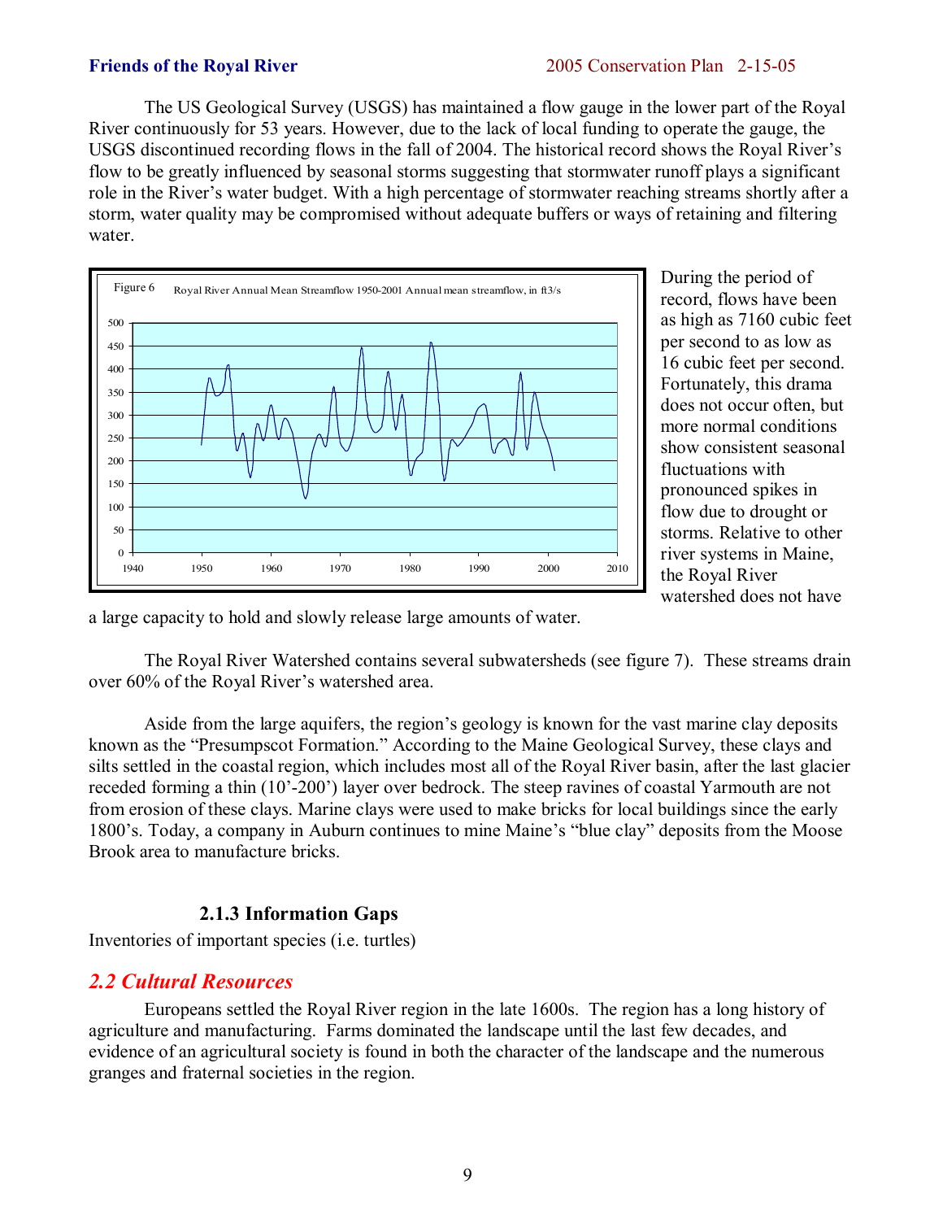The US Geological Survey (USGS) has maintained a flow gauge in the lower part of the Royal River continuously for 53 years. However, due to the lack of local funding to operate the gauge, the USGS discontinued recording flows in the fall of 2004. The historical record shows the Royal River's flow to be greatly influenced by seasonal storms suggesting that stormwater runoff plays a significant role in the River's water budget. With a high percentage of stormwater reaching streams shortly after a storm, water quality may be compromised without adequate buffers or ways of retaining and filtering water.

Figure 6 Royal River Annual Mean Streamflow 1950-2001 Annual mean streamflow, in ft3/s

During the period of record, flows have been as high as 7160 cubic feet per second to as low as 16 cubic feet per second. Fortunately, this drama does not occur often, but more normal conditions show consistent seasonal fluctuations with pronounced spikes in flow due to drought or storms. Relative to other river systems in Maine, the Royal River watershed does not have a large capacity to hold and slowly release large amounts of water.

The Royal River Watershed contains several subwatersheds (see figure 7). These streams drain over 60% of the Royal River's watershed area.

Aside from the large aquifers, the region's geology is known for the vast marine clay deposits known as the "Presumpscot Formation." According to the Maine Geological Survey, these clays and silts settled in the coastal region, which includes most all of the Royal River basin, after the last glacier receded forming a thin (10'-200') layer over bedrock. The steep ravines of coastal Yarmouth are not from erosion of these clays. Marine clays were used to make bricks for local buildings since the early 1800's. Today, a company in Auburn continues to mine Maine's "blue clay" deposits from the Moose Brook area to manufacture bricks.

### 2.1.3 Information Gaps

Inventories of important species (i.e. turtles)

## *2.2 Cultural Resources*

Europeans settled the Royal River region in the late 1600s. The region has a long history of agriculture and manufacturing. Farms dominated the landscape until the last few decades, and evidence of an agricultural society is found in both the character of the landscape and the numerous granges and fraternal societies in the region.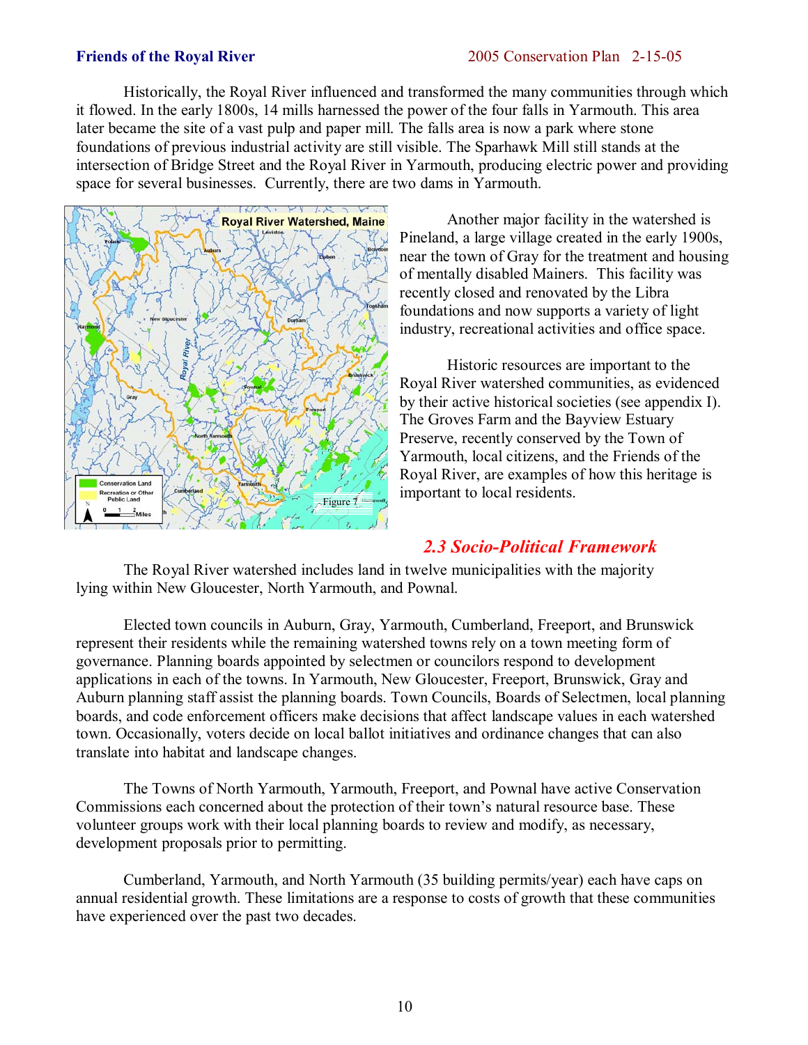Historically, the Royal River influenced and transformed the many communities through which it flowed. In the early 1800s, 14 mills harnessed the power of the four falls in Yarmouth. This area later became the site of a vast pulp and paper mill. The falls area is now a park where stone foundations of previous industrial activity are still visible. The Sparhawk Mill still stands at the intersection of Bridge Street and the Royal River in Yarmouth, producing electric power and providing space for several businesses. Currently, there are two dams in Yarmouth.

Figure 7

Another major facility in the watershed is Pineland, a large village created in the early 1900s, near the town of Gray for the treatment and housing of mentally disabled Mainers. This facility was recently closed and renovated by the Libra foundations and now supports a variety of light industry, recreational activities and office space.

Historic resources are important to the Royal River watershed communities, as evidenced by their active historical societies (see appendix I). The Groves Farm and the Bayview Estuary Preserve, recently conserved by the Town of Yarmouth, local citizens, and the Friends of the Royal River, are examples of how this heritage is important to local residents.

## *2.3 Socio-Political Framework*

The Royal River watershed includes land in twelve municipalities with the majority lying within New Gloucester, North Yarmouth, and Pownal.

Elected town councils in Auburn, Gray, Yarmouth, Cumberland, Freeport, and Brunswick represent their residents while the remaining watershed towns rely on a town meeting form of governance. Planning boards appointed by selectmen or councilors respond to development applications in each of the towns. In Yarmouth, New Gloucester, Freeport, Brunswick, Gray and Auburn planning staff assist the planning boards. Town Councils, Boards of Selectmen, local planning boards, and code enforcement officers make decisions that affect landscape values in each watershed town. Occasionally, voters decide on local ballot initiatives and ordinance changes that can also translate into habitat and landscape changes.

The Towns of North Yarmouth, Yarmouth, Freeport, and Pownal have active Conservation Commissions each concerned about the protection of their town's natural resource base. These volunteer groups work with their local planning boards to review and modify, as necessary, development proposals prior to permitting.

Cumberland, Yarmouth, and North Yarmouth (35 building permits/year) each have caps on annual residential growth. These limitations are a response to costs of growth that these communities have experienced over the past two decades.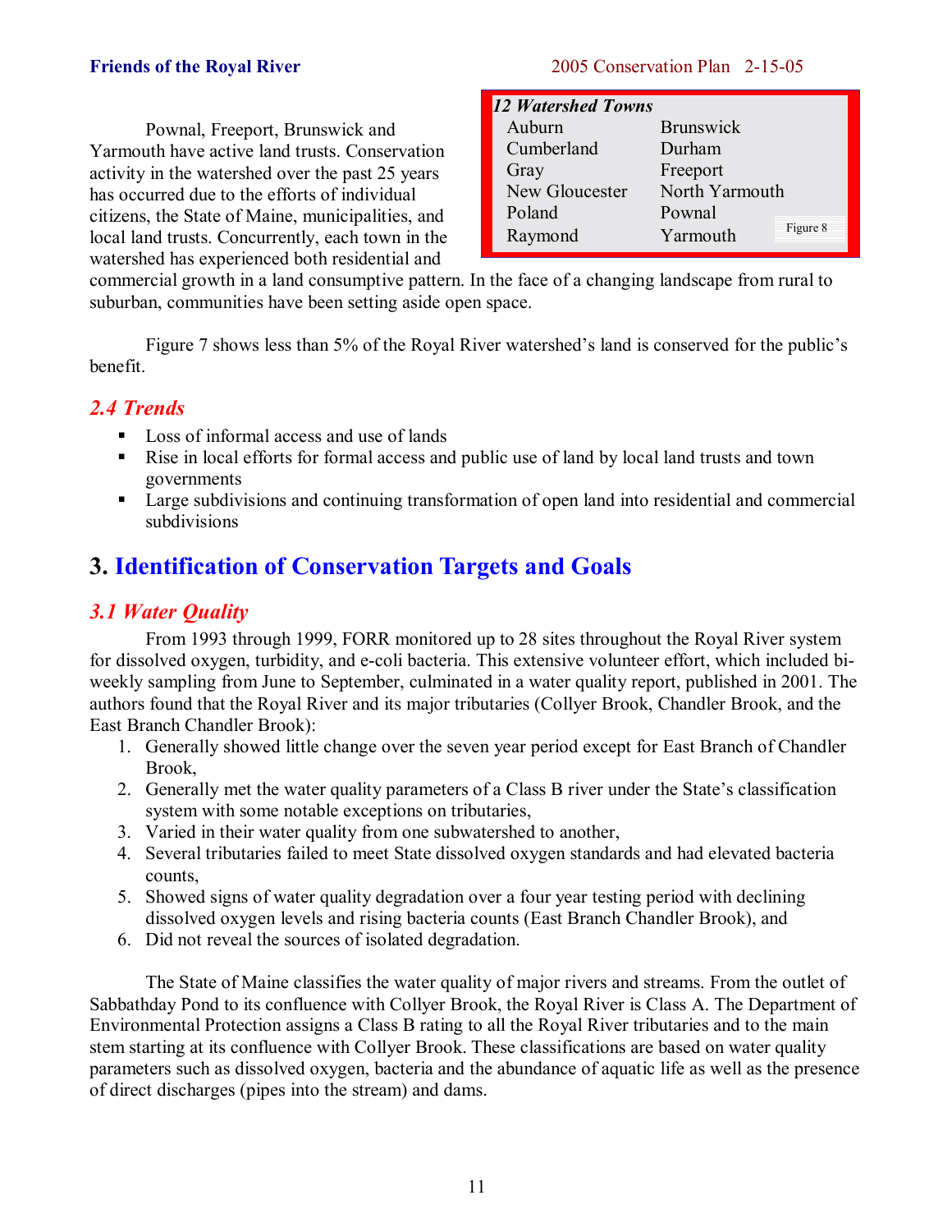| 12 Watershed Towns | |
|---|---|
| Auburn | Brunswick |
| Cumberland | Durham |
| Gray | Freeport |
| New Gloucester | North Yarmouth |
| Poland | Pownal |
| Raymond | Yarmouth |

Figure 8

Pownal, Freeport, Brunswick and Yarmouth have active land trusts. Conservation activity in the watershed over the past 25 years has occurred due to the efforts of individual citizens, the State of Maine, municipalities, and local land trusts. Concurrently, each town in the watershed has experienced both residential and commercial growth in a land consumptive pattern. In the face of a changing landscape from rural to suburban, communities have been setting aside open space.

Figure 7 shows less than 5% of the Royal River watershed's land is conserved for the public's benefit.

### *2.4 Trends*

- Loss of informal access and use of lands
- Rise in local efforts for formal access and public use of land by local land trusts and town governments
- Large subdivisions and continuing transformation of open land into residential and commercial subdivisions

## 3. Identification of Conservation Targets and Goals

### *3.1 Water Quality*

From 1993 through 1999, FORR monitored up to 28 sites throughout the Royal River system for dissolved oxygen, turbidity, and e-coli bacteria. This extensive volunteer effort, which included bi-weekly sampling from June to September, culminated in a water quality report, published in 2001. The authors found that the Royal River and its major tributaries (Collyer Brook, Chandler Brook, and the East Branch Chandler Brook):

1. Generally showed little change over the seven year period except for East Branch of Chandler Brook,
2. Generally met the water quality parameters of a Class B river under the State's classification system with some notable exceptions on tributaries,
3. Varied in their water quality from one subwatershed to another,
4. Several tributaries failed to meet State dissolved oxygen standards and had elevated bacteria counts,
5. Showed signs of water quality degradation over a four year testing period with declining dissolved oxygen levels and rising bacteria counts (East Branch Chandler Brook), and
6. Did not reveal the sources of isolated degradation.

The State of Maine classifies the water quality of major rivers and streams. From the outlet of Sabbathday Pond to its confluence with Collyer Brook, the Royal River is Class A. The Department of Environmental Protection assigns a Class B rating to all the Royal River tributaries and to the main stem starting at its confluence with Collyer Brook. These classifications are based on water quality parameters such as dissolved oxygen, bacteria and the abundance of aquatic life as well as the presence of direct discharges (pipes into the stream) and dams.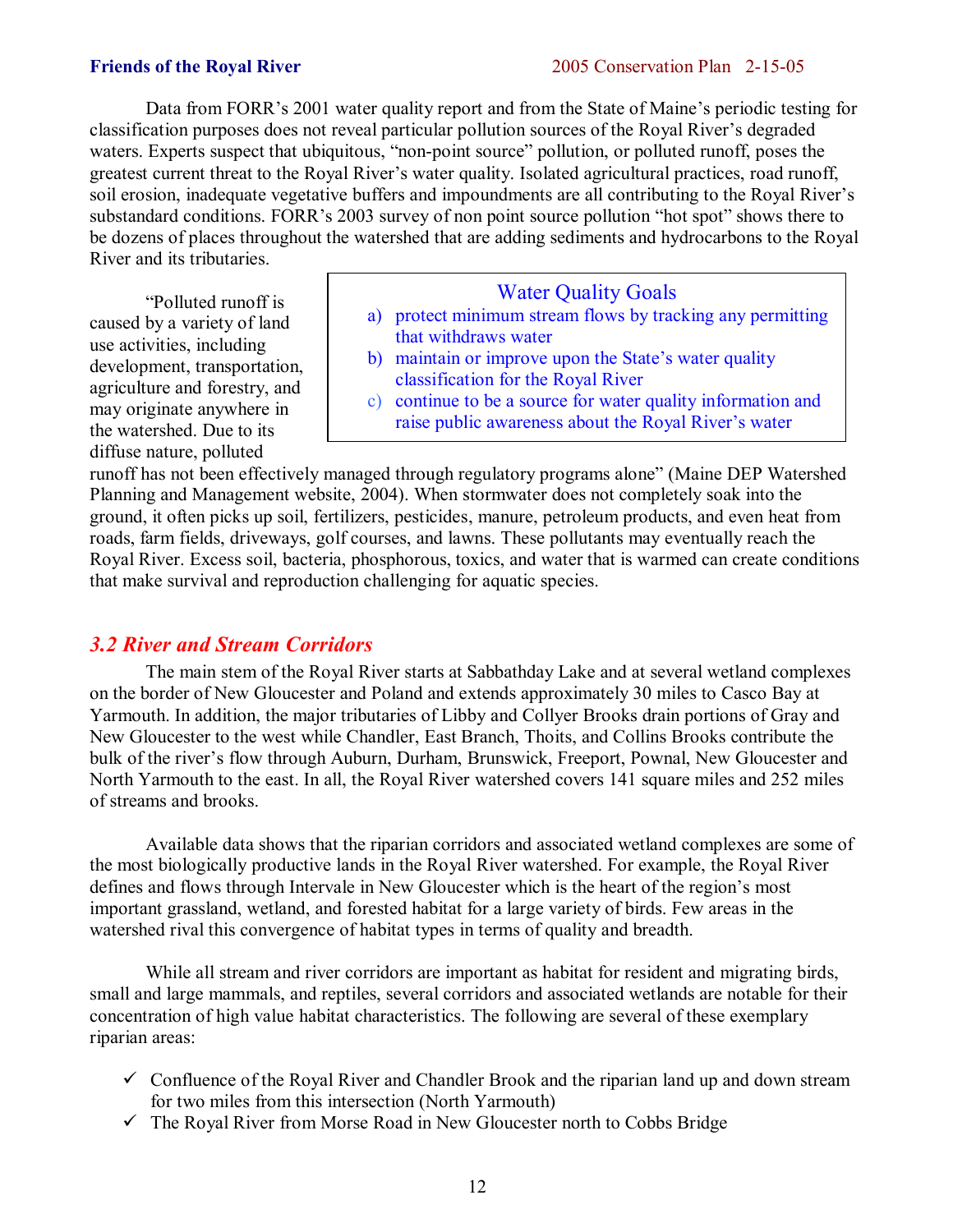Data from FORR's 2001 water quality report and from the State of Maine's periodic testing for classification purposes does not reveal particular pollution sources of the Royal River's degraded waters. Experts suspect that ubiquitous, "non-point source" pollution, or polluted runoff, poses the greatest current threat to the Royal River's water quality. Isolated agricultural practices, road runoff, soil erosion, inadequate vegetative buffers and impoundments are all contributing to the Royal River's substandard conditions. FORR's 2003 survey of non point source pollution "hot spot" shows there to be dozens of places throughout the watershed that are adding sediments and hydrocarbons to the Royal River and its tributaries.

> **Water Quality Goals**
>
> a) protect minimum stream flows by tracking any permitting that withdraws water
> b) maintain or improve upon the State's water quality classification for the Royal River
> c) continue to be a source for water quality information and raise public awareness about the Royal River's water

"Polluted runoff is caused by a variety of land use activities, including development, transportation, agriculture and forestry, and may originate anywhere in the watershed. Due to its diffuse nature, polluted runoff has not been effectively managed through regulatory programs alone" (Maine DEP Watershed Planning and Management website, 2004). When stormwater does not completely soak into the ground, it often picks up soil, fertilizers, pesticides, manure, petroleum products, and even heat from roads, farm fields, driveways, golf courses, and lawns. These pollutants may eventually reach the Royal River. Excess soil, bacteria, phosphorous, toxics, and water that is warmed can create conditions that make survival and reproduction challenging for aquatic species.

## *3.2 River and Stream Corridors*

The main stem of the Royal River starts at Sabbathday Lake and at several wetland complexes on the border of New Gloucester and Poland and extends approximately 30 miles to Casco Bay at Yarmouth. In addition, the major tributaries of Libby and Collyer Brooks drain portions of Gray and New Gloucester to the west while Chandler, East Branch, Thoits, and Collins Brooks contribute the bulk of the river's flow through Auburn, Durham, Brunswick, Freeport, Pownal, New Gloucester and North Yarmouth to the east. In all, the Royal River watershed covers 141 square miles and 252 miles of streams and brooks.

Available data shows that the riparian corridors and associated wetland complexes are some of the most biologically productive lands in the Royal River watershed. For example, the Royal River defines and flows through Intervale in New Gloucester which is the heart of the region's most important grassland, wetland, and forested habitat for a large variety of birds. Few areas in the watershed rival this convergence of habitat types in terms of quality and breadth.

While all stream and river corridors are important as habitat for resident and migrating birds, small and large mammals, and reptiles, several corridors and associated wetlands are notable for their concentration of high value habitat characteristics. The following are several of these exemplary riparian areas:

- ✓ Confluence of the Royal River and Chandler Brook and the riparian land up and down stream for two miles from this intersection (North Yarmouth)
- ✓ The Royal River from Morse Road in New Gloucester north to Cobbs Bridge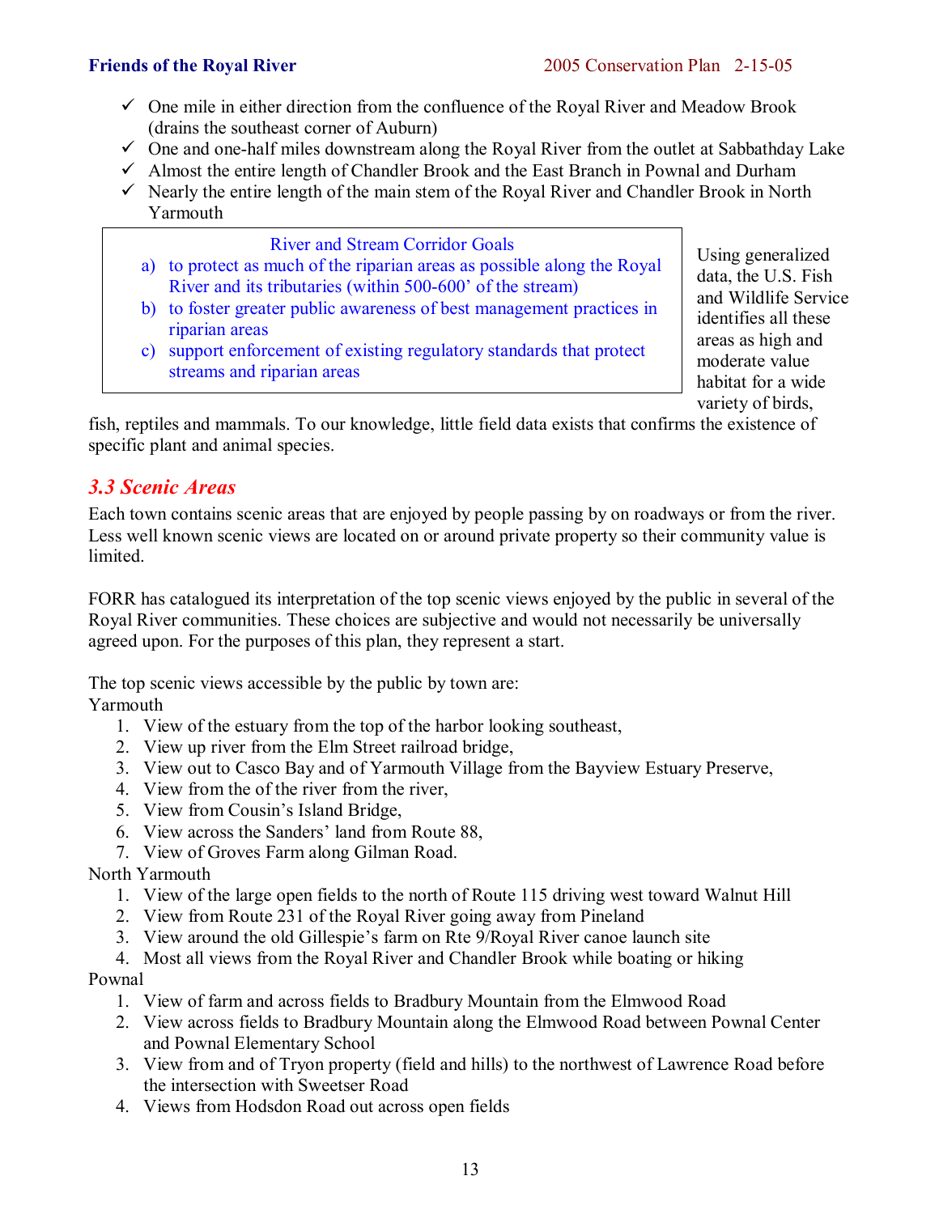- ✓ One mile in either direction from the confluence of the Royal River and Meadow Brook (drains the southeast corner of Auburn)
- ✓ One and one-half miles downstream along the Royal River from the outlet at Sabbathday Lake
- ✓ Almost the entire length of Chandler Brook and the East Branch in Pownal and Durham
- ✓ Nearly the entire length of the main stem of the Royal River and Chandler Brook in North Yarmouth

> **River and Stream Corridor Goals**
>
> a) to protect as much of the riparian areas as possible along the Royal River and its tributaries (within 500-600' of the stream)
> b) to foster greater public awareness of best management practices in riparian areas
> c) support enforcement of existing regulatory standards that protect streams and riparian areas

Using generalized data, the U.S. Fish and Wildlife Service identifies all these areas as high and moderate value habitat for a wide variety of birds, fish, reptiles and mammals. To our knowledge, little field data exists that confirms the existence of specific plant and animal species.

## *3.3 Scenic Areas*

Each town contains scenic areas that are enjoyed by people passing by on roadways or from the river. Less well known scenic views are located on or around private property so their community value is limited.

FORR has catalogued its interpretation of the top scenic views enjoyed by the public in several of the Royal River communities. These choices are subjective and would not necessarily be universally agreed upon. For the purposes of this plan, they represent a start.

The top scenic views accessible by the public by town are:

Yarmouth

1. View of the estuary from the top of the harbor looking southeast,
2. View up river from the Elm Street railroad bridge,
3. View out to Casco Bay and of Yarmouth Village from the Bayview Estuary Preserve,
4. View from the of the river from the river,
5. View from Cousin's Island Bridge,
6. View across the Sanders' land from Route 88,
7. View of Groves Farm along Gilman Road.

North Yarmouth

1. View of the large open fields to the north of Route 115 driving west toward Walnut Hill
2. View from Route 231 of the Royal River going away from Pineland
3. View around the old Gillespie's farm on Rte 9/Royal River canoe launch site
4. Most all views from the Royal River and Chandler Brook while boating or hiking

Pownal

1. View of farm and across fields to Bradbury Mountain from the Elmwood Road
2. View across fields to Bradbury Mountain along the Elmwood Road between Pownal Center and Pownal Elementary School
3. View from and of Tryon property (field and hills) to the northwest of Lawrence Road before the intersection with Sweetser Road
4. Views from Hodsdon Road out across open fields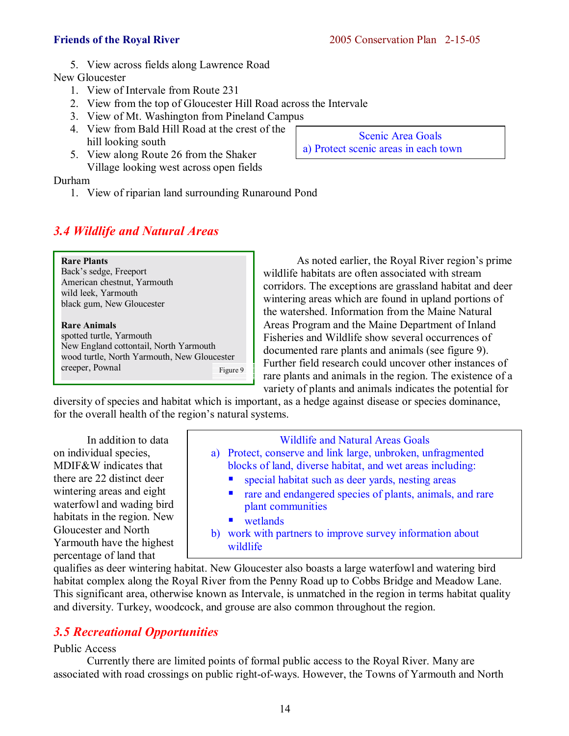5. View across fields along Lawrence Road

New Gloucester

1. View of Intervale from Route 231
2. View from the top of Gloucester Hill Road across the Intervale
3. View of Mt. Washington from Pineland Campus
4. View from Bald Hill Road at the crest of the hill looking south
5. View along Route 26 from the Shaker Village looking west across open fields

Durham

1. View of riparian land surrounding Runaround Pond

> Scenic Area Goals
>
> a) Protect scenic areas in each town

## *3.4 Wildlife and Natural Areas*

> **Rare Plants**
> Back's sedge, Freeport
> American chestnut, Yarmouth
> wild leek, Yarmouth
> black gum, New Gloucester
>
> **Rare Animals**
> spotted turtle, Yarmouth
> New England cottontail, North Yarmouth
> wood turtle, North Yarmouth, New Gloucester
> creeper, Pownal
>
> Figure 9

As noted earlier, the Royal River region's prime wildlife habitats are often associated with stream corridors. The exceptions are grassland habitat and deer wintering areas which are found in upland portions of the watershed. Information from the Maine Natural Areas Program and the Maine Department of Inland Fisheries and Wildlife show several occurrences of documented rare plants and animals (see figure 9). Further field research could uncover other instances of rare plants and animals in the region. The existence of a variety of plants and animals indicates the potential for diversity of species and habitat which is important, as a hedge against disease or species dominance, for the overall health of the region's natural systems.

> Wildlife and Natural Areas Goals
>
> a) Protect, conserve and link large, unbroken, unfragmented blocks of land, diverse habitat, and wet areas including:
>    - special habitat such as deer yards, nesting areas
>    - rare and endangered species of plants, animals, and rare plant communities
>    - wetlands
>
> b) work with partners to improve survey information about wildlife

In addition to data on individual species, MDIF&W indicates that there are 22 distinct deer wintering areas and eight waterfowl and wading bird habitats in the region. New Gloucester and North Yarmouth have the highest percentage of land that qualifies as deer wintering habitat. New Gloucester also boasts a large waterfowl and watering bird habitat complex along the Royal River from the Penny Road up to Cobbs Bridge and Meadow Lane. This significant area, otherwise known as Intervale, is unmatched in the region in terms habitat quality and diversity. Turkey, woodcock, and grouse are also common throughout the region.

## *3.5 Recreational Opportunities*

Public Access

Currently there are limited points of formal public access to the Royal River. Many are associated with road crossings on public right-of-ways. However, the Towns of Yarmouth and North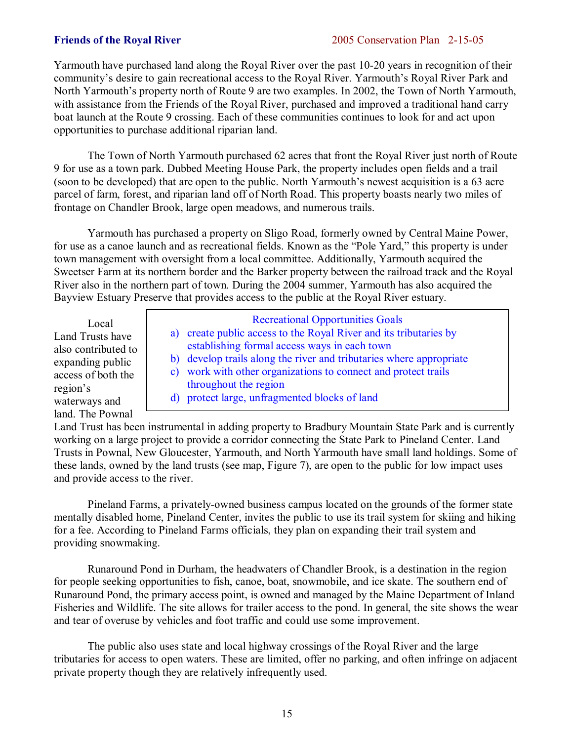Yarmouth have purchased land along the Royal River over the past 10-20 years in recognition of their community's desire to gain recreational access to the Royal River. Yarmouth's Royal River Park and North Yarmouth's property north of Route 9 are two examples. In 2002, the Town of North Yarmouth, with assistance from the Friends of the Royal River, purchased and improved a traditional hand carry boat launch at the Route 9 crossing. Each of these communities continues to look for and act upon opportunities to purchase additional riparian land.

The Town of North Yarmouth purchased 62 acres that front the Royal River just north of Route 9 for use as a town park. Dubbed Meeting House Park, the property includes open fields and a trail (soon to be developed) that are open to the public. North Yarmouth's newest acquisition is a 63 acre parcel of farm, forest, and riparian land off of North Road. This property boasts nearly two miles of frontage on Chandler Brook, large open meadows, and numerous trails.

Yarmouth has purchased a property on Sligo Road, formerly owned by Central Maine Power, for use as a canoe launch and as recreational fields. Known as the "Pole Yard," this property is under town management with oversight from a local committee. Additionally, Yarmouth acquired the Sweetser Farm at its northern border and the Barker property between the railroad track and the Royal River also in the northern part of town. During the 2004 summer, Yarmouth has also acquired the Bayview Estuary Preserve that provides access to the public at the Royal River estuary.

> **Recreational Opportunities Goals**
>
> a) create public access to the Royal River and its tributaries by establishing formal access ways in each town
> b) develop trails along the river and tributaries where appropriate
> c) work with other organizations to connect and protect trails throughout the region
> d) protect large, unfragmented blocks of land

Local Land Trusts have also contributed to expanding public access of both the region's waterways and land. The Pownal Land Trust has been instrumental in adding property to Bradbury Mountain State Park and is currently working on a large project to provide a corridor connecting the State Park to Pineland Center. Land Trusts in Pownal, New Gloucester, Yarmouth, and North Yarmouth have small land holdings. Some of these lands, owned by the land trusts (see map, Figure 7), are open to the public for low impact uses and provide access to the river.

Pineland Farms, a privately-owned business campus located on the grounds of the former state mentally disabled home, Pineland Center, invites the public to use its trail system for skiing and hiking for a fee. According to Pineland Farms officials, they plan on expanding their trail system and providing snowmaking.

Runaround Pond in Durham, the headwaters of Chandler Brook, is a destination in the region for people seeking opportunities to fish, canoe, boat, snowmobile, and ice skate. The southern end of Runaround Pond, the primary access point, is owned and managed by the Maine Department of Inland Fisheries and Wildlife. The site allows for trailer access to the pond. In general, the site shows the wear and tear of overuse by vehicles and foot traffic and could use some improvement.

The public also uses state and local highway crossings of the Royal River and the large tributaries for access to open waters. These are limited, offer no parking, and often infringe on adjacent private property though they are relatively infrequently used.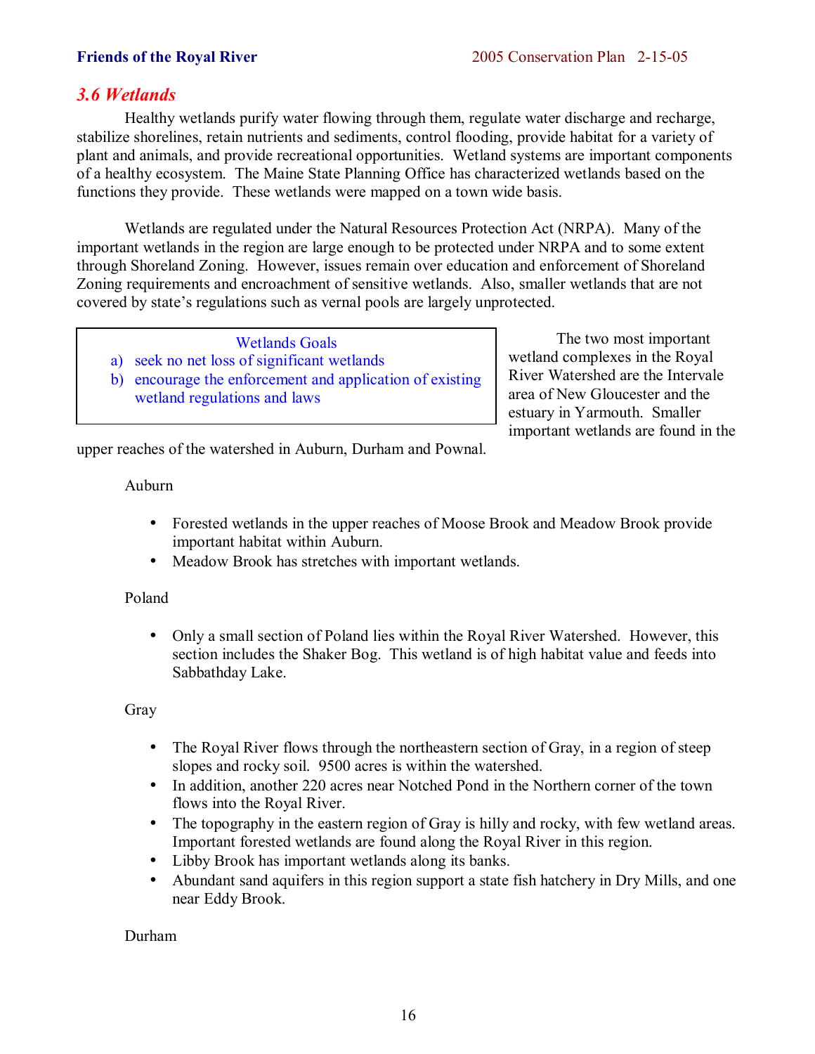## *3.6 Wetlands*

Healthy wetlands purify water flowing through them, regulate water discharge and recharge, stabilize shorelines, retain nutrients and sediments, control flooding, provide habitat for a variety of plant and animals, and provide recreational opportunities. Wetland systems are important components of a healthy ecosystem. The Maine State Planning Office has characterized wetlands based on the functions they provide. These wetlands were mapped on a town wide basis.

Wetlands are regulated under the Natural Resources Protection Act (NRPA). Many of the important wetlands in the region are large enough to be protected under NRPA and to some extent through Shoreland Zoning. However, issues remain over education and enforcement of Shoreland Zoning requirements and encroachment of sensitive wetlands. Also, smaller wetlands that are not covered by state's regulations such as vernal pools are largely unprotected.

> **Wetlands Goals**
>
> a) seek no net loss of significant wetlands
> b) encourage the enforcement and application of existing wetland regulations and laws

The two most important wetland complexes in the Royal River Watershed are the Intervale area of New Gloucester and the estuary in Yarmouth. Smaller important wetlands are found in the upper reaches of the watershed in Auburn, Durham and Pownal.

Auburn

- Forested wetlands in the upper reaches of Moose Brook and Meadow Brook provide important habitat within Auburn.
- Meadow Brook has stretches with important wetlands.

Poland

- Only a small section of Poland lies within the Royal River Watershed. However, this section includes the Shaker Bog. This wetland is of high habitat value and feeds into Sabbathday Lake.

Gray

- The Royal River flows through the northeastern section of Gray, in a region of steep slopes and rocky soil. 9500 acres is within the watershed.
- In addition, another 220 acres near Notched Pond in the Northern corner of the town flows into the Royal River.
- The topography in the eastern region of Gray is hilly and rocky, with few wetland areas. Important forested wetlands are found along the Royal River in this region.
- Libby Brook has important wetlands along its banks.
- Abundant sand aquifers in this region support a state fish hatchery in Dry Mills, and one near Eddy Brook.

Durham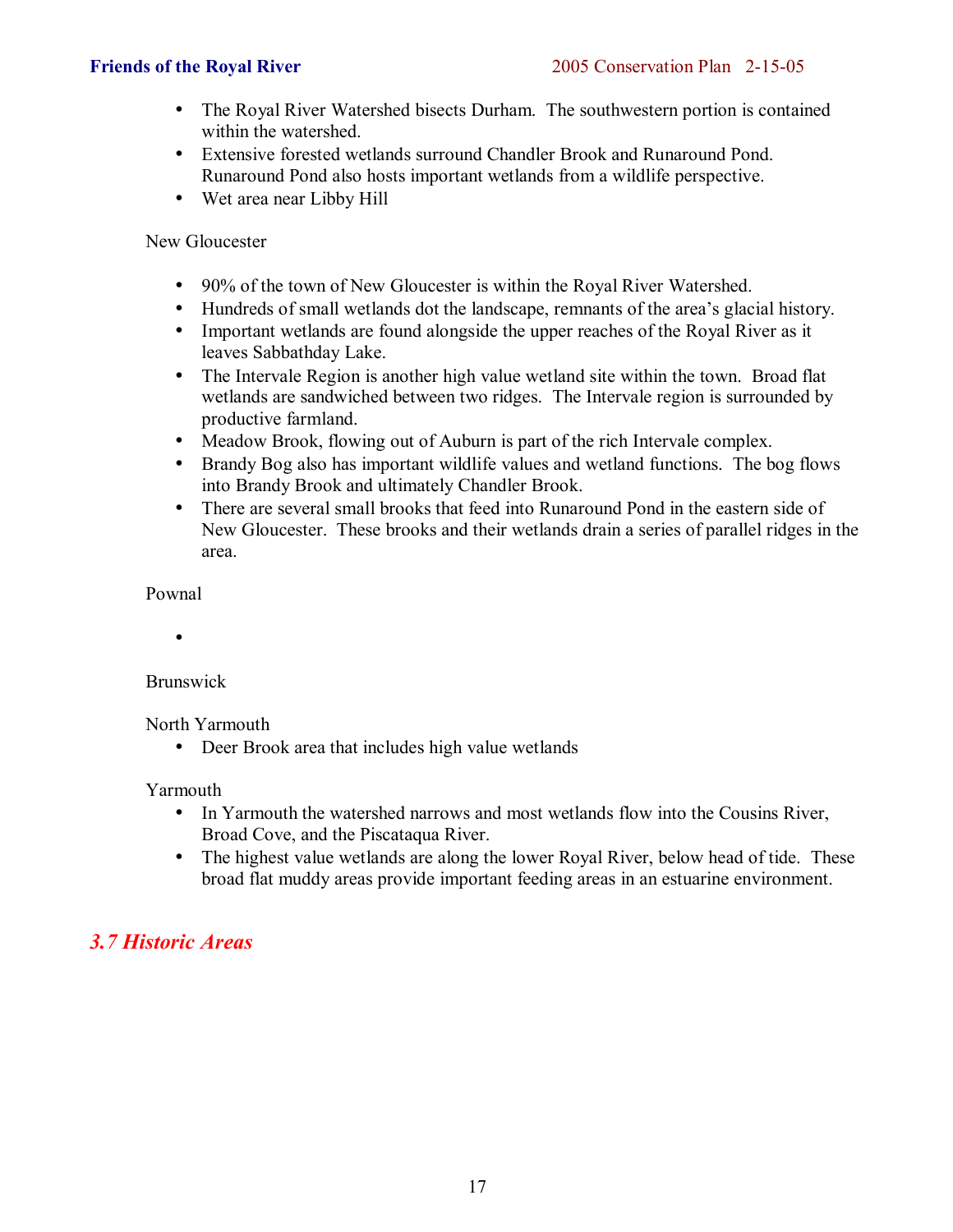- The Royal River Watershed bisects Durham. The southwestern portion is contained within the watershed.
- Extensive forested wetlands surround Chandler Brook and Runaround Pond. Runaround Pond also hosts important wetlands from a wildlife perspective.
- Wet area near Libby Hill

New Gloucester

- 90% of the town of New Gloucester is within the Royal River Watershed.
- Hundreds of small wetlands dot the landscape, remnants of the area's glacial history.
- Important wetlands are found alongside the upper reaches of the Royal River as it leaves Sabbathday Lake.
- The Intervale Region is another high value wetland site within the town. Broad flat wetlands are sandwiched between two ridges. The Intervale region is surrounded by productive farmland.
- Meadow Brook, flowing out of Auburn is part of the rich Intervale complex.
- Brandy Bog also has important wildlife values and wetland functions. The bog flows into Brandy Brook and ultimately Chandler Brook.
- There are several small brooks that feed into Runaround Pond in the eastern side of New Gloucester. These brooks and their wetlands drain a series of parallel ridges in the area.

Pownal

- 

Brunswick

North Yarmouth

- Deer Brook area that includes high value wetlands

Yarmouth

- In Yarmouth the watershed narrows and most wetlands flow into the Cousins River, Broad Cove, and the Piscataqua River.
- The highest value wetlands are along the lower Royal River, below head of tide. These broad flat muddy areas provide important feeding areas in an estuarine environment.

## *3.7 Historic Areas*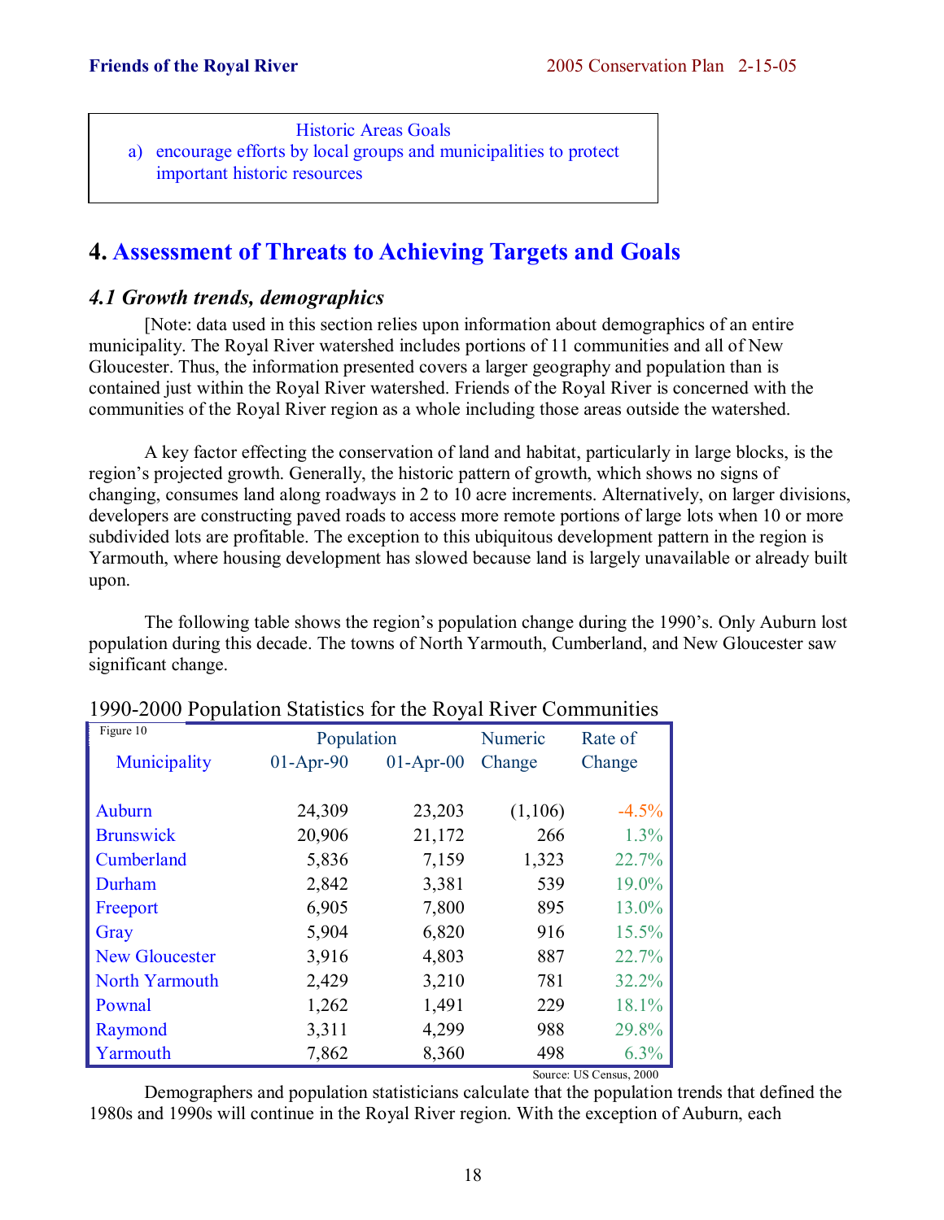Historic Areas Goals

a) encourage efforts by local groups and municipalities to protect important historic resources

# 4. Assessment of Threats to Achieving Targets and Goals

### *4.1 Growth trends, demographics*

[Note: data used in this section relies upon information about demographics of an entire municipality. The Royal River watershed includes portions of 11 communities and all of New Gloucester. Thus, the information presented covers a larger geography and population than is contained just within the Royal River watershed. Friends of the Royal River is concerned with the communities of the Royal River region as a whole including those areas outside the watershed.

A key factor effecting the conservation of land and habitat, particularly in large blocks, is the region's projected growth. Generally, the historic pattern of growth, which shows no signs of changing, consumes land along roadways in 2 to 10 acre increments. Alternatively, on larger divisions, developers are constructing paved roads to access more remote portions of large lots when 10 or more subdivided lots are profitable. The exception to this ubiquitous development pattern in the region is Yarmouth, where housing development has slowed because land is largely unavailable or already built upon.

The following table shows the region's population change during the 1990's. Only Auburn lost population during this decade. The towns of North Yarmouth, Cumberland, and New Gloucester saw significant change.

1990-2000 Population Statistics for the Royal River Communities

Figure 10

| Municipality | Population 01-Apr-90 | Population 01-Apr-00 | Numeric Change | Rate of Change |
|---|---|---|---|---|
| Auburn | 24,309 | 23,203 | (1,106) | -4.5% |
| Brunswick | 20,906 | 21,172 | 266 | 1.3% |
| Cumberland | 5,836 | 7,159 | 1,323 | 22.7% |
| Durham | 2,842 | 3,381 | 539 | 19.0% |
| Freeport | 6,905 | 7,800 | 895 | 13.0% |
| Gray | 5,904 | 6,820 | 916 | 15.5% |
| New Gloucester | 3,916 | 4,803 | 887 | 22.7% |
| North Yarmouth | 2,429 | 3,210 | 781 | 32.2% |
| Pownal | 1,262 | 1,491 | 229 | 18.1% |
| Raymond | 3,311 | 4,299 | 988 | 29.8% |
| Yarmouth | 7,862 | 8,360 | 498 | 6.3% |

Source: US Census, 2000

Demographers and population statisticians calculate that the population trends that defined the 1980s and 1990s will continue in the Royal River region. With the exception of Auburn, each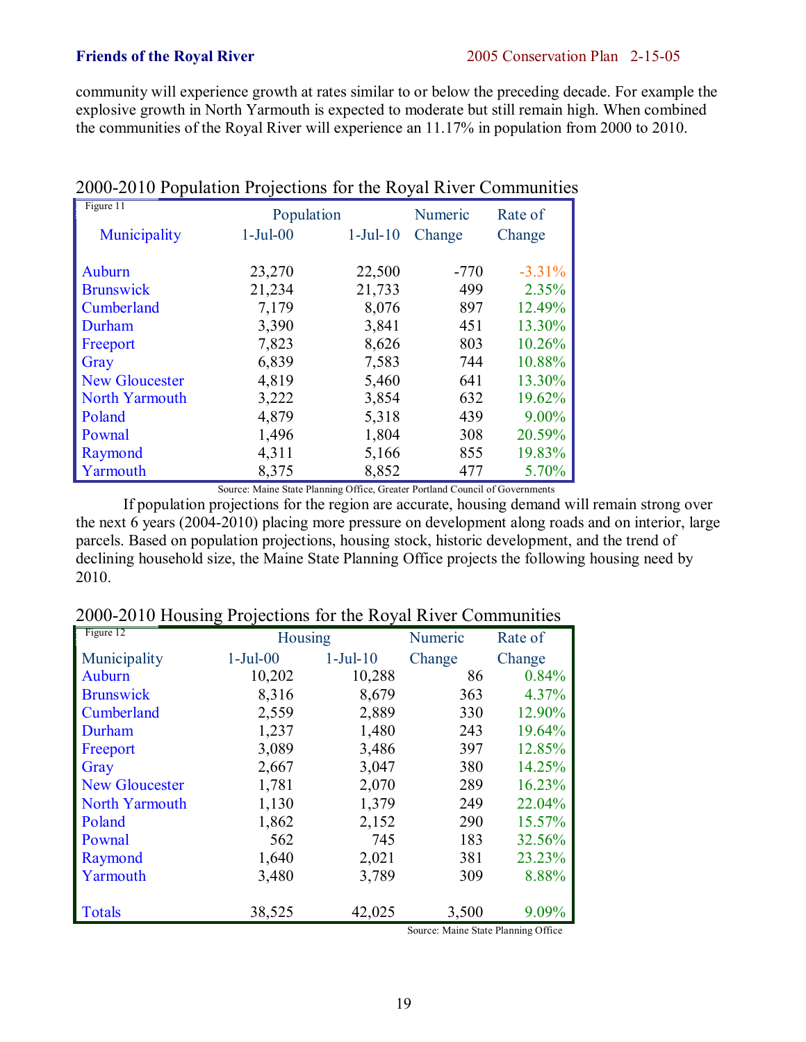community will experience growth at rates similar to or below the preceding decade. For example the explosive growth in North Yarmouth is expected to moderate but still remain high. When combined the communities of the Royal River will experience an 11.17% in population from 2000 to 2010.

### 2000-2010 Population Projections for the Royal River Communities

Figure 11

| Municipality | Population 1-Jul-00 | Population 1-Jul-10 | Numeric Change | Rate of Change |
|---|---|---|---|---|
| Auburn | 23,270 | 22,500 | -770 | -3.31% |
| Brunswick | 21,234 | 21,733 | 499 | 2.35% |
| Cumberland | 7,179 | 8,076 | 897 | 12.49% |
| Durham | 3,390 | 3,841 | 451 | 13.30% |
| Freeport | 7,823 | 8,626 | 803 | 10.26% |
| Gray | 6,839 | 7,583 | 744 | 10.88% |
| New Gloucester | 4,819 | 5,460 | 641 | 13.30% |
| North Yarmouth | 3,222 | 3,854 | 632 | 19.62% |
| Poland | 4,879 | 5,318 | 439 | 9.00% |
| Pownal | 1,496 | 1,804 | 308 | 20.59% |
| Raymond | 4,311 | 5,166 | 855 | 19.83% |
| Yarmouth | 8,375 | 8,852 | 477 | 5.70% |

Source: Maine State Planning Office, Greater Portland Council of Governments

If population projections for the region are accurate, housing demand will remain strong over the next 6 years (2004-2010) placing more pressure on development along roads and on interior, large parcels. Based on population projections, housing stock, historic development, and the trend of declining household size, the Maine State Planning Office projects the following housing need by 2010.

### 2000-2010 Housing Projections for the Royal River Communities

Figure 12

| Municipality | Housing 1-Jul-00 | Housing 1-Jul-10 | Numeric Change | Rate of Change |
|---|---|---|---|---|
| Auburn | 10,202 | 10,288 | 86 | 0.84% |
| Brunswick | 8,316 | 8,679 | 363 | 4.37% |
| Cumberland | 2,559 | 2,889 | 330 | 12.90% |
| Durham | 1,237 | 1,480 | 243 | 19.64% |
| Freeport | 3,089 | 3,486 | 397 | 12.85% |
| Gray | 2,667 | 3,047 | 380 | 14.25% |
| New Gloucester | 1,781 | 2,070 | 289 | 16.23% |
| North Yarmouth | 1,130 | 1,379 | 249 | 22.04% |
| Poland | 1,862 | 2,152 | 290 | 15.57% |
| Pownal | 562 | 745 | 183 | 32.56% |
| Raymond | 1,640 | 2,021 | 381 | 23.23% |
| Yarmouth | 3,480 | 3,789 | 309 | 8.88% |
| Totals | 38,525 | 42,025 | 3,500 | 9.09% |

Source: Maine State Planning Office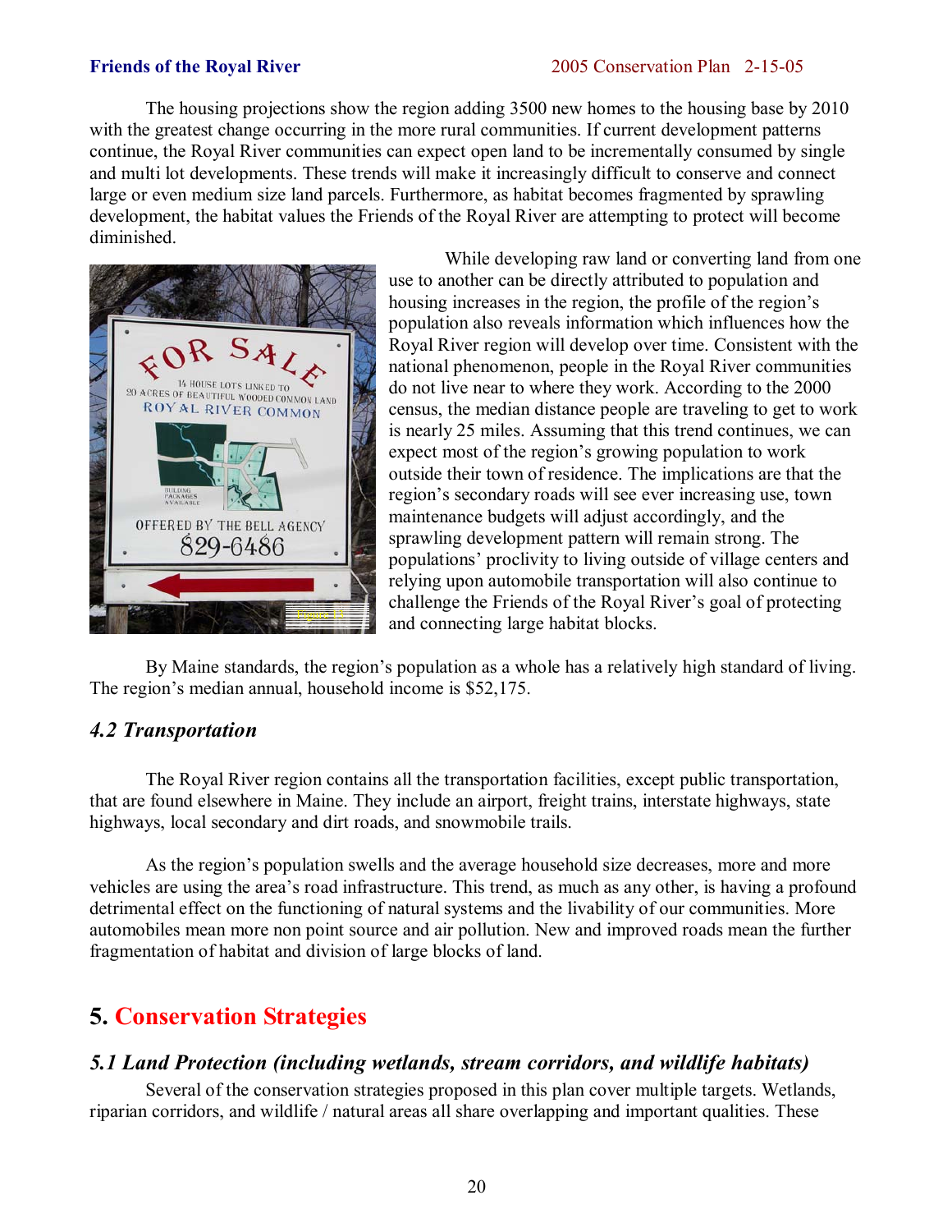The housing projections show the region adding 3500 new homes to the housing base by 2010 with the greatest change occurring in the more rural communities. If current development patterns continue, the Royal River communities can expect open land to be incrementally consumed by single and multi lot developments. These trends will make it increasingly difficult to conserve and connect large or even medium size land parcels. Furthermore, as habitat becomes fragmented by sprawling development, the habitat values the Friends of the Royal River are attempting to protect will become diminished.

While developing raw land or converting land from one use to another can be directly attributed to population and housing increases in the region, the profile of the region's population also reveals information which influences how the Royal River region will develop over time. Consistent with the national phenomenon, people in the Royal River communities do not live near to where they work. According to the 2000 census, the median distance people are traveling to get to work is nearly 25 miles. Assuming that this trend continues, we can expect most of the region's growing population to work outside their town of residence. The implications are that the region's secondary roads will see ever increasing use, town maintenance budgets will adjust accordingly, and the sprawling development pattern will remain strong. The populations' proclivity to living outside of village centers and relying upon automobile transportation will also continue to challenge the Friends of the Royal River's goal of protecting and connecting large habitat blocks.

By Maine standards, the region's population as a whole has a relatively high standard of living. The region's median annual, household income is $52,175.

### *4.2 Transportation*

The Royal River region contains all the transportation facilities, except public transportation, that are found elsewhere in Maine. They include an airport, freight trains, interstate highways, state highways, local secondary and dirt roads, and snowmobile trails.

As the region's population swells and the average household size decreases, more and more vehicles are using the area's road infrastructure. This trend, as much as any other, is having a profound detrimental effect on the functioning of natural systems and the livability of our communities. More automobiles mean more non point source and air pollution. New and improved roads mean the further fragmentation of habitat and division of large blocks of land.

## 5. Conservation Strategies

### *5.1 Land Protection (including wetlands, stream corridors, and wildlife habitats)*

Several of the conservation strategies proposed in this plan cover multiple targets. Wetlands, riparian corridors, and wildlife / natural areas all share overlapping and important qualities. These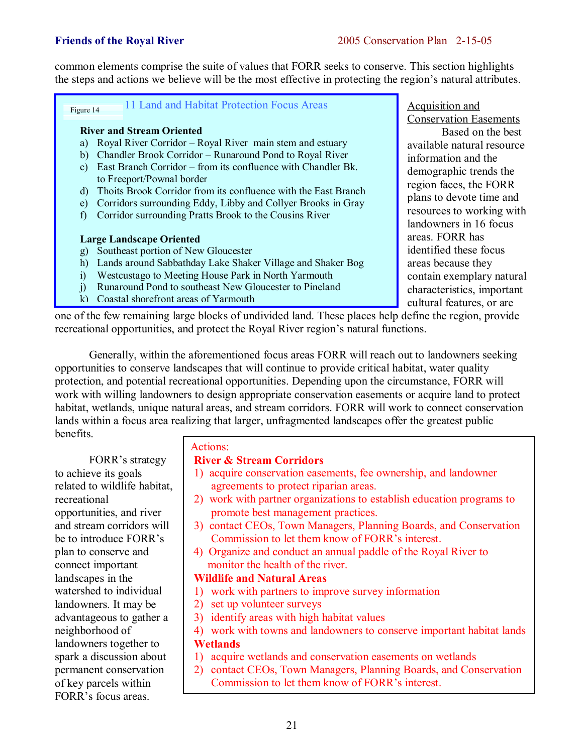common elements comprise the suite of values that FORR seeks to conserve. This section highlights the steps and actions we believe will be the most effective in protecting the region's natural attributes.

Figure 14

**11 Land and Habitat Protection Focus Areas**

**River and Stream Oriented**

a) Royal River Corridor – Royal River main stem and estuary
b) Chandler Brook Corridor – Runaround Pond to Royal River
c) East Branch Corridor – from its confluence with Chandler Bk. to Freeport/Pownal border
d) Thoits Brook Corridor from its confluence with the East Branch
e) Corridors surrounding Eddy, Libby and Collyer Brooks in Gray
f) Corridor surrounding Pratts Brook to the Cousins River

**Large Landscape Oriented**

g) Southeast portion of New Gloucester
h) Lands around Sabbathday Lake Shaker Village and Shaker Bog
i) Westcustago to Meeting House Park in North Yarmouth
j) Runaround Pond to southeast New Gloucester to Pineland
k) Coastal shorefront areas of Yarmouth

### Acquisition and Conservation Easements

Based on the best available natural resource information and the demographic trends the region faces, the FORR plans to devote time and resources to working with landowners in 16 focus areas. FORR has identified these focus areas because they contain exemplary natural characteristics, important cultural features, or are one of the few remaining large blocks of undivided land. These places help define the region, provide recreational opportunities, and protect the Royal River region's natural functions.

Generally, within the aforementioned focus areas FORR will reach out to landowners seeking opportunities to conserve landscapes that will continue to provide critical habitat, water quality protection, and potential recreational opportunities. Depending upon the circumstance, FORR will work with willing landowners to design appropriate conservation easements or acquire land to protect habitat, wetlands, unique natural areas, and stream corridors. FORR will work to connect conservation lands within a focus area realizing that larger, unfragmented landscapes offer the greatest public benefits.

FORR's strategy to achieve its goals related to wildlife habitat, recreational opportunities, and river and stream corridors will be to introduce FORR's plan to conserve and connect important landscapes in the watershed to individual landowners. It may be advantageous to gather a neighborhood of landowners together to spark a discussion about permanent conservation of key parcels within FORR's focus areas.

Actions:

**River & Stream Corridors**

1) acquire conservation easements, fee ownership, and landowner agreements to protect riparian areas.
2) work with partner organizations to establish education programs to promote best management practices.
3) contact CEOs, Town Managers, Planning Boards, and Conservation Commission to let them know of FORR's interest.
4) Organize and conduct an annual paddle of the Royal River to monitor the health of the river.

**Wildlife and Natural Areas**

1) work with partners to improve survey information
2) set up volunteer surveys
3) identify areas with high habitat values
4) work with towns and landowners to conserve important habitat lands

**Wetlands**

1) acquire wetlands and conservation easements on wetlands
2) contact CEOs, Town Managers, Planning Boards, and Conservation Commission to let them know of FORR's interest.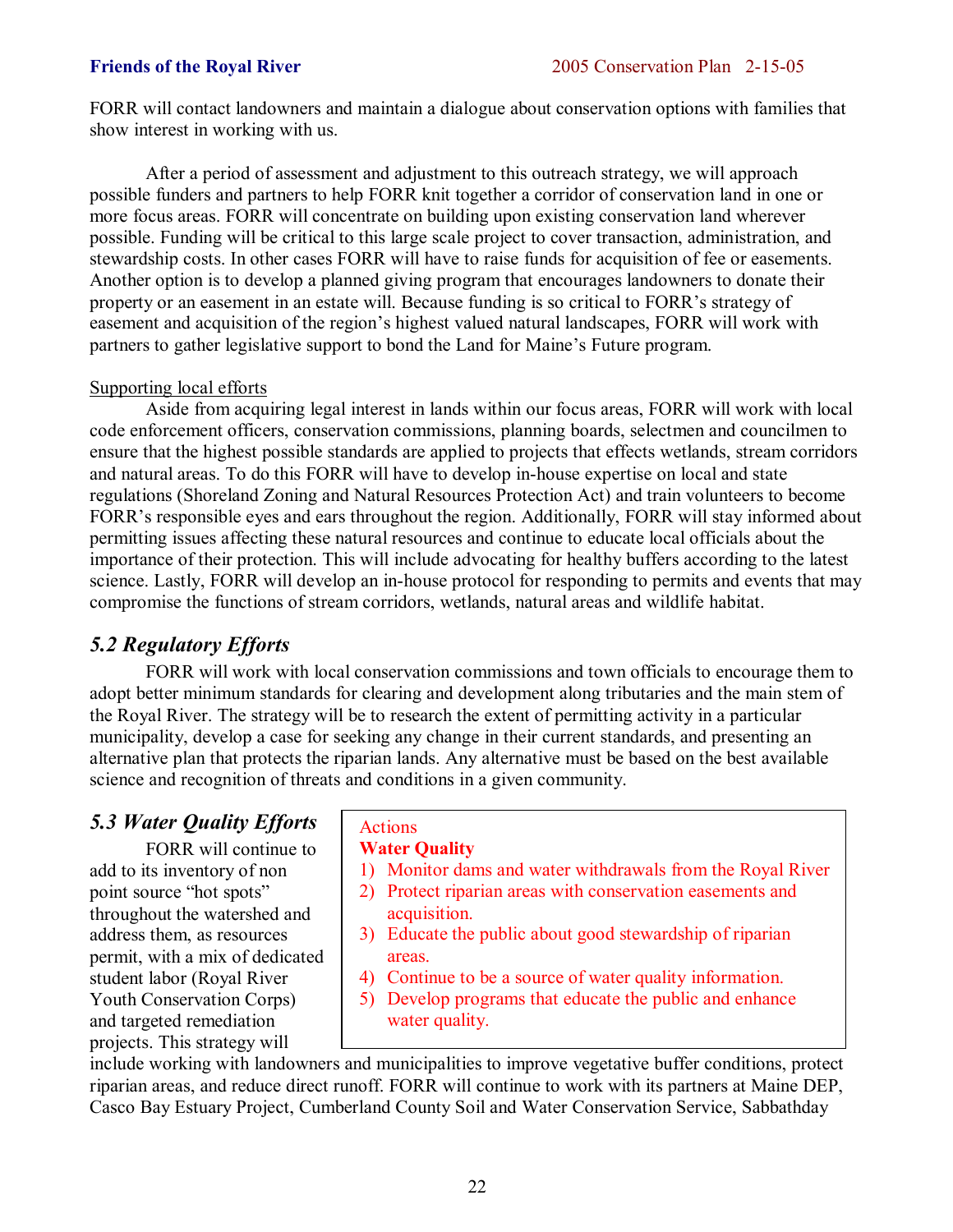FORR will contact landowners and maintain a dialogue about conservation options with families that show interest in working with us.

After a period of assessment and adjustment to this outreach strategy, we will approach possible funders and partners to help FORR knit together a corridor of conservation land in one or more focus areas. FORR will concentrate on building upon existing conservation land wherever possible. Funding will be critical to this large scale project to cover transaction, administration, and stewardship costs. In other cases FORR will have to raise funds for acquisition of fee or easements. Another option is to develop a planned giving program that encourages landowners to donate their property or an easement in an estate will. Because funding is so critical to FORR's strategy of easement and acquisition of the region's highest valued natural landscapes, FORR will work with partners to gather legislative support to bond the Land for Maine's Future program.

Supporting local efforts

Aside from acquiring legal interest in lands within our focus areas, FORR will work with local code enforcement officers, conservation commissions, planning boards, selectmen and councilmen to ensure that the highest possible standards are applied to projects that effects wetlands, stream corridors and natural areas. To do this FORR will have to develop in-house expertise on local and state regulations (Shoreland Zoning and Natural Resources Protection Act) and train volunteers to become FORR's responsible eyes and ears throughout the region. Additionally, FORR will stay informed about permitting issues affecting these natural resources and continue to educate local officials about the importance of their protection. This will include advocating for healthy buffers according to the latest science. Lastly, FORR will develop an in-house protocol for responding to permits and events that may compromise the functions of stream corridors, wetlands, natural areas and wildlife habitat.

## *5.2 Regulatory Efforts*

FORR will work with local conservation commissions and town officials to encourage them to adopt better minimum standards for clearing and development along tributaries and the main stem of the Royal River. The strategy will be to research the extent of permitting activity in a particular municipality, develop a case for seeking any change in their current standards, and presenting an alternative plan that protects the riparian lands. Any alternative must be based on the best available science and recognition of threats and conditions in a given community.

## *5.3 Water Quality Efforts*

FORR will continue to add to its inventory of non point source "hot spots" throughout the watershed and address them, as resources permit, with a mix of dedicated student labor (Royal River Youth Conservation Corps) and targeted remediation projects. This strategy will include working with landowners and municipalities to improve vegetative buffer conditions, protect riparian areas, and reduce direct runoff. FORR will continue to work with its partners at Maine DEP, Casco Bay Estuary Project, Cumberland County Soil and Water Conservation Service, Sabbathday

> Actions
> **Water Quality**
> 1) Monitor dams and water withdrawals from the Royal River
> 2) Protect riparian areas with conservation easements and acquisition.
> 3) Educate the public about good stewardship of riparian areas.
> 4) Continue to be a source of water quality information.
> 5) Develop programs that educate the public and enhance water quality.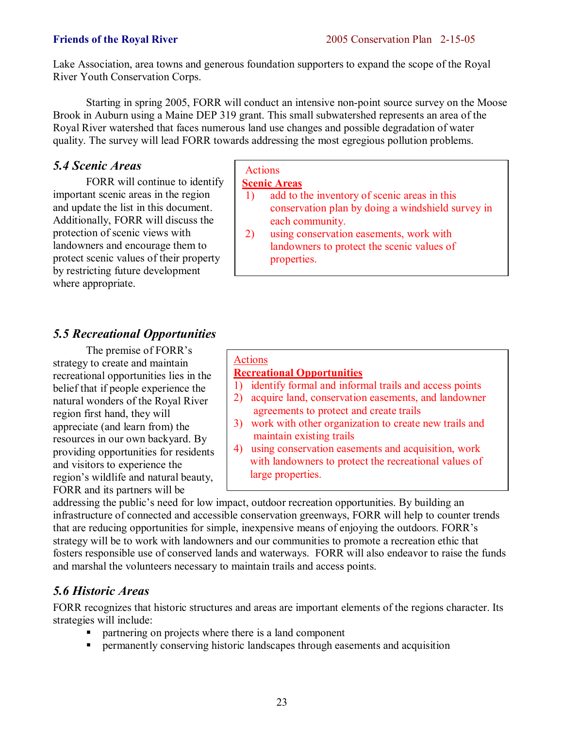Lake Association, area towns and generous foundation supporters to expand the scope of the Royal River Youth Conservation Corps.

Starting in spring 2005, FORR will conduct an intensive non-point source survey on the Moose Brook in Auburn using a Maine DEP 319 grant. This small subwatershed represents an area of the Royal River watershed that faces numerous land use changes and possible degradation of water quality. The survey will lead FORR towards addressing the most egregious pollution problems.

### *5.4 Scenic Areas*

FORR will continue to identify important scenic areas in the region and update the list in this document. Additionally, FORR will discuss the protection of scenic views with landowners and encourage them to protect scenic values of their property by restricting future development where appropriate.

Actions

**Scenic Areas**

1) add to the inventory of scenic areas in this conservation plan by doing a windshield survey in each community.
2) using conservation easements, work with landowners to protect the scenic values of properties.

### *5.5 Recreational Opportunities*

The premise of FORR's strategy to create and maintain recreational opportunities lies in the belief that if people experience the natural wonders of the Royal River region first hand, they will appreciate (and learn from) the resources in our own backyard. By providing opportunities for residents and visitors to experience the region's wildlife and natural beauty, FORR and its partners will be addressing the public's need for low impact, outdoor recreation opportunities. By building an infrastructure of connected and accessible conservation greenways, FORR will help to counter trends that are reducing opportunities for simple, inexpensive means of enjoying the outdoors. FORR's strategy will be to work with landowners and our communities to promote a recreation ethic that fosters responsible use of conserved lands and waterways. FORR will also endeavor to raise the funds and marshal the volunteers necessary to maintain trails and access points.

Actions

**Recreational Opportunities**

1) identify formal and informal trails and access points
2) acquire land, conservation easements, and landowner agreements to protect and create trails
3) work with other organization to create new trails and maintain existing trails
4) using conservation easements and acquisition, work with landowners to protect the recreational values of large properties.

### *5.6 Historic Areas*

FORR recognizes that historic structures and areas are important elements of the regions character. Its strategies will include:

- partnering on projects where there is a land component
- permanently conserving historic landscapes through easements and acquisition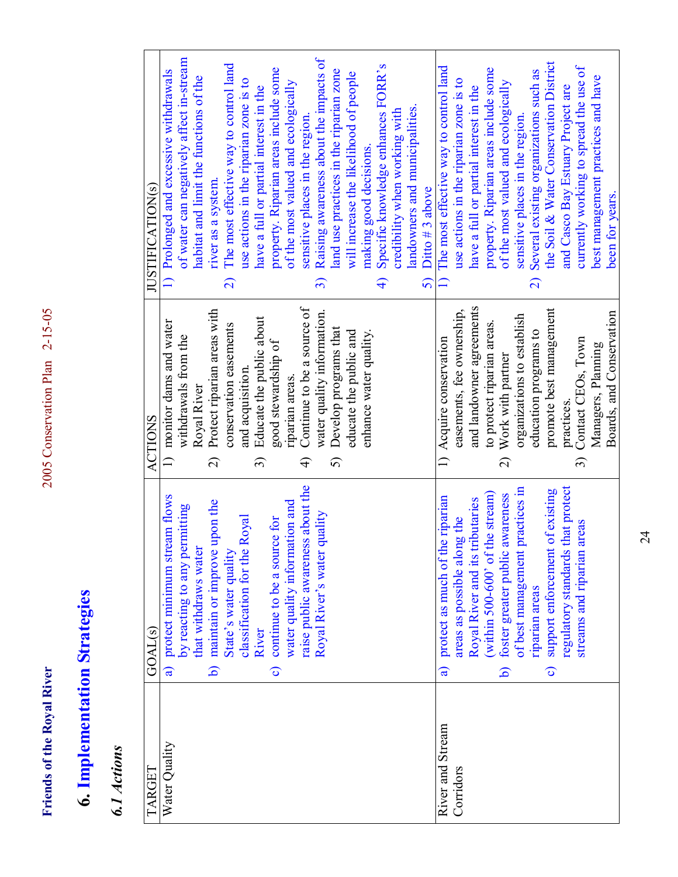# 6. Implementation Strategies

## *6.1 Actions*

| TARGET | GOAL(s) | ACTIONS | JUSTIFICATION(s) |
|---|---|---|---|
| Water Quality | a) protect minimum stream flows by reacting to any permitting that withdraws water<br>b) maintain or improve upon the State's water quality classification for the Royal River<br>c) continue to be a source for water quality information and raise public awareness about the Royal River's water quality | 1) monitor dams and water withdrawals from the Royal River<br>2) Protect riparian areas with conservation easements and acquisition.<br>3) Educate the public about good stewardship of riparian areas.<br>4) Continue to be a source of water quality information.<br>5) Develop programs that educate the public and enhance water quality. | 1) Prolonged and excessive withdrawals of water can negatively affect in-stream habitat and limit the functions of the river as a system.<br>2) The most effective way to control land use actions in the riparian zone is to have a full or partial interest in the property. Riparian areas include some of the most valued and ecologically sensitive places in the region.<br>3) Raising awareness about the impacts of land use practices in the riparian zone will increase the likelihood of people making good decisions.<br>4) Specific knowledge enhances FORR's credibility when working with landowners and municipalities.<br>5) Ditto # 3 above |
| River and Stream Corridors | a) protect as much of the riparian areas as possible along the Royal River and its tributaries (within 500-600' of the stream)<br>b) foster greater public awareness of best management practices in riparian areas<br>c) support enforcement of existing regulatory standards that protect streams and riparian areas | 1) Acquire conservation easements, fee ownership, and landowner agreements to protect riparian areas.<br>2) Work with partner organizations to establish education programs to promote best management practices.<br>3) Contact CEOs, Town Managers, Planning Boards, and Conservation | 1) The most effective way to control land use actions in the riparian zone is to have a full or partial interest in the property. Riparian areas include some of the most valued and ecologically sensitive places in the region.<br>2) Several existing organizations such as the Soil & Water Conservation District and Casco Bay Estuary Project are currently working to spread the use of best management practices and have been for years. |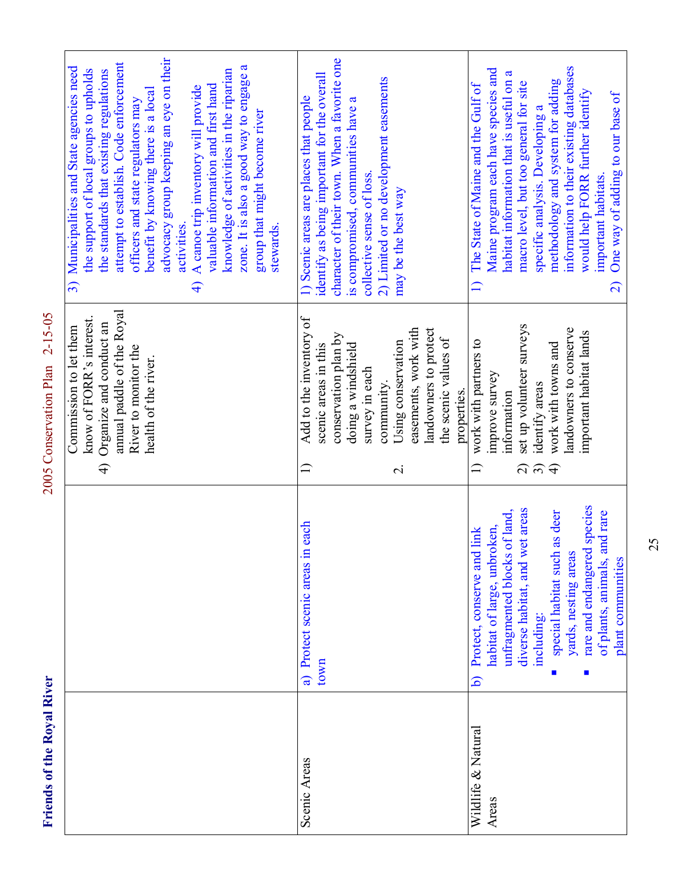| | | | |
|---|---|---|---|
| | | Commission to let them know of FORR's interest. 4) Organize and conduct an annual paddle of the Royal River to monitor the health of the river. | 3) Municipalities and State agencies need the support of local groups to uphold the standards that existing regulations attempt to establish. Code enforcement officers and state regulators may benefit by knowing there is a local advocacy group keeping an eye on their activities. 4) A canoe trip inventory will provide valuable information and first hand knowledge of activities in the riparian zone. It is also a good way to engage a group that might become river stewards. |
| Scenic Areas | a) Protect scenic areas in each town | 1) Add to the inventory of scenic areas in this conservation plan by doing a windshield survey in each community. 2. Using conservation easements, work with landowners to protect the scenic values of properties. | 1) Scenic areas are places that people identify as being important for the overall character of their town. When a favorite one is compromised, communities have a collective sense of loss. 2) Limited or no development easements may be the best way |
| Wildlife & Natural Areas | b) Protect, conserve and link habitat of large, unbroken, unfragmented blocks of land, diverse habitat, and wet areas including: ▪ special habitat such as deer yards, nesting areas ▪ rare and endangered species of plants, animals, and rare plant communities | 1) work with partners to improve survey information 2) set up volunteer surveys 3) identify areas 4) work with towns and landowners to conserve important habitat lands | 1) The State of Maine and the Gulf of Maine program each have species and habitat information that is useful on a macro level, but too general for site specific analysis. Developing a methodology and system for adding information to their existing databases would help FORR further identify important habitats. 2) One way of adding to our base of |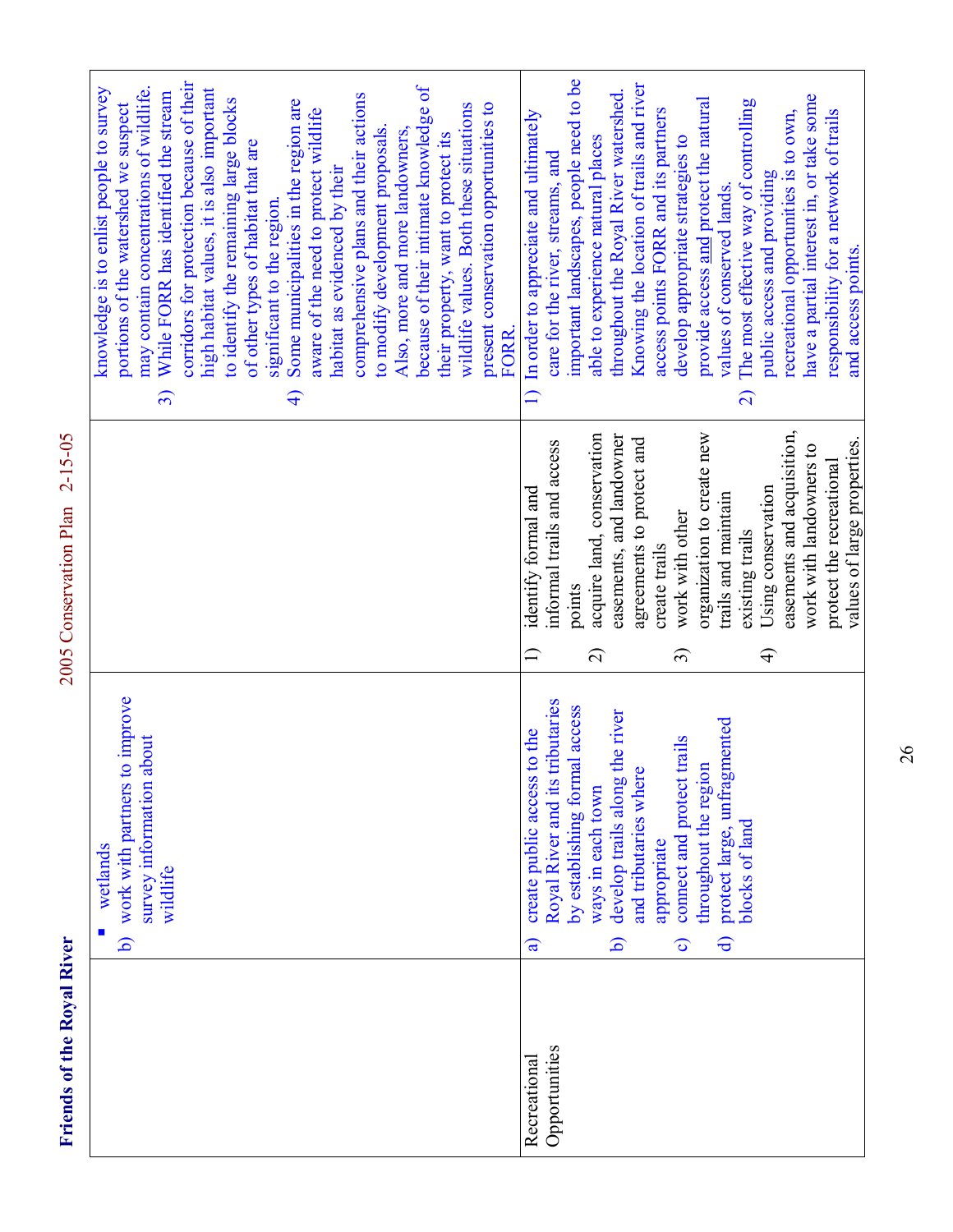| | | | |
|---|---|---|---|
| | ▪ wetlands<br>b) work with partners to improve survey information about wildlife | | knowledge is to enlist people to survey portions of the watershed we suspect may contain concentrations of wildlife.<br>3) While FORR has identified the stream corridors for protection because of their high habitat values, it is also important to identify the remaining large blocks of other types of habitat that are significant to the region.<br>4) Some municipalities in the region are aware of the need to protect wildlife habitat as evidenced by their comprehensive plans and their actions to modify development proposals. Also, more and more landowners, because of their intimate knowledge of their property, want to protect its wildlife values. Both these situations present conservation opportunities to FORR. |
| Recreational Opportunities | a) create public access to the Royal River and its tributaries by establishing formal access ways in each town<br>b) develop trails along the river and tributaries where appropriate<br>c) connect and protect trails throughout the region<br>d) protect large, unfragmented blocks of land | 1) identify formal and informal trails and access points<br>2) acquire land, conservation easements, and landowner agreements to protect and create trails<br>3) work with other organization to create new trails and maintain existing trails<br>4) Using conservation easements and acquisition, work with landowners to protect the recreational values of large properties. | 1) In order to appreciate and ultimately care for the river, streams, and important landscapes, people need to be able to experience natural places throughout the Royal River watershed. Knowing the location of trails and river access points FORR and its partners develop appropriate strategies to provide access and protect the natural values of conserved lands.<br>2) The most effective way of controlling public access and providing recreational opportunities is to own, have a partial interest in, or take some responsibility for a network of trails and access points. |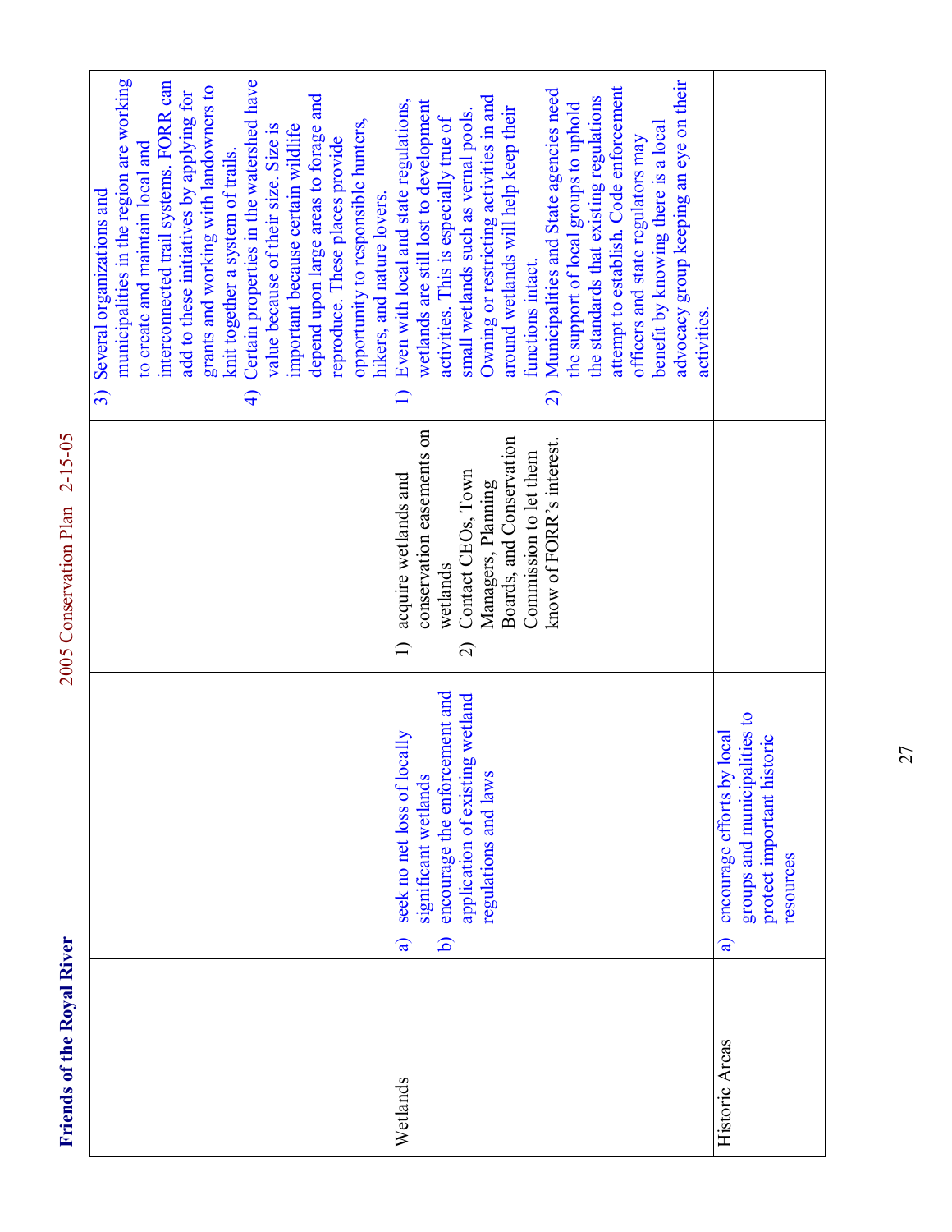| | | | |
|---|---|---|---|
| | | | 3) Several organizations and municipalities in the region are working to create and maintain local and interconnected trail systems. FORR can add to these initiatives by applying for grants and working with landowners to knit together a system of trails.<br>4) Certain properties in the watershed have value because of their size. Size is important because certain wildlife depend upon large areas to forage and reproduce. These places provide opportunity to responsible hunters, hikers, and nature lovers. |
| Wetlands | a) seek no net loss of locally significant wetlands<br>b) encourage the enforcement and application of existing wetland regulations and laws | 1) acquire wetlands and conservation easements on wetlands<br>2) Contact CEOs, Town Managers, Planning Boards, and Conservation Commission to let them know of FORR's interest. | 1) Even with local and state regulations, wetlands are still lost to development activities. This is especially true of small wetlands such as vernal pools. Owning or restricting activities in and around wetlands will help keep their functions intact.<br>2) Municipalities and State agencies need the support of local groups to uphold the standards that existing regulations attempt to establish. Code enforcement officers and state regulators may benefit by knowing there is a local advocacy group keeping an eye on their activities. |
| Historic Areas | a) encourage efforts by local groups and municipalities to protect important historic resources | | |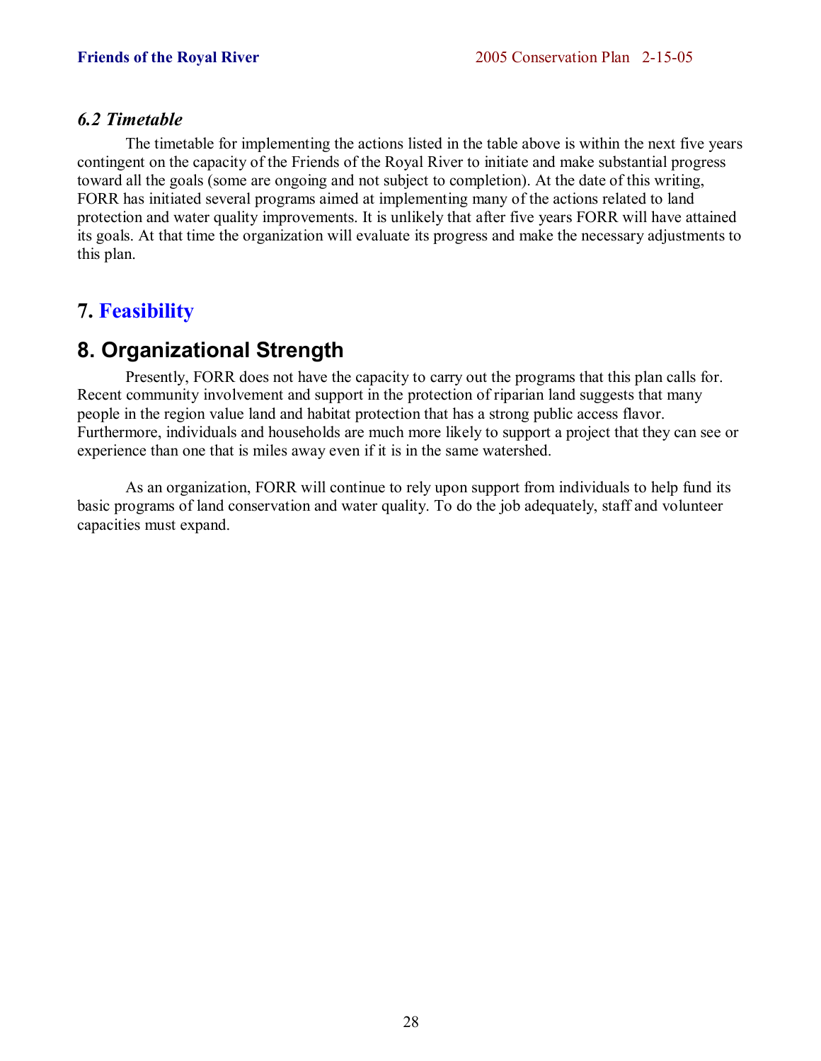### *6.2 Timetable*

The timetable for implementing the actions listed in the table above is within the next five years contingent on the capacity of the Friends of the Royal River to initiate and make substantial progress toward all the goals (some are ongoing and not subject to completion). At the date of this writing, FORR has initiated several programs aimed at implementing many of the actions related to land protection and water quality improvements. It is unlikely that after five years FORR will have attained its goals. At that time the organization will evaluate its progress and make the necessary adjustments to this plan.

## 7. Feasibility

## 8. Organizational Strength

Presently, FORR does not have the capacity to carry out the programs that this plan calls for. Recent community involvement and support in the protection of riparian land suggests that many people in the region value land and habitat protection that has a strong public access flavor. Furthermore, individuals and households are much more likely to support a project that they can see or experience than one that is miles away even if it is in the same watershed.

As an organization, FORR will continue to rely upon support from individuals to help fund its basic programs of land conservation and water quality. To do the job adequately, staff and volunteer capacities must expand.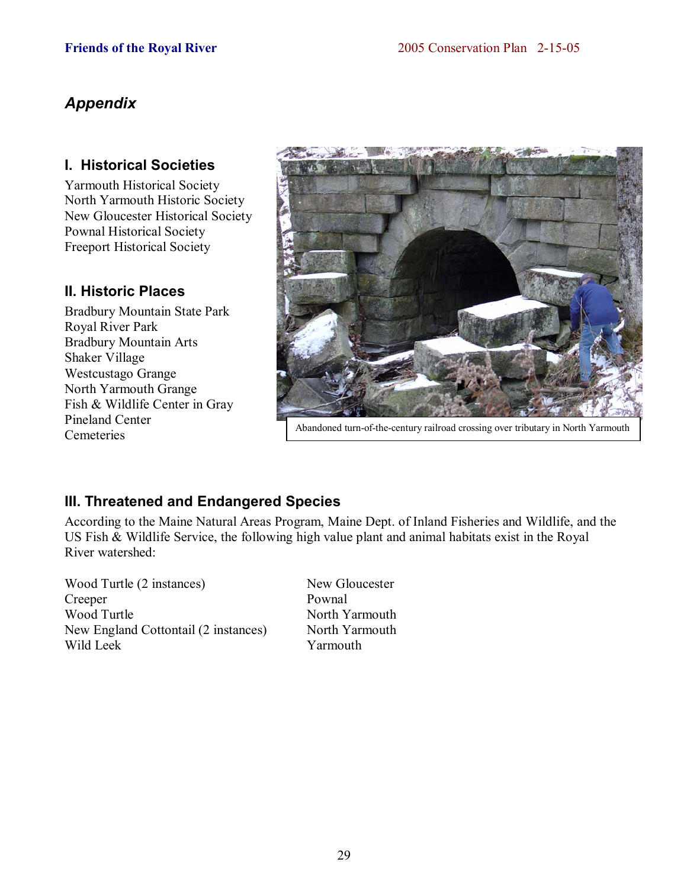## Appendix

### I. Historical Societies

Yarmouth Historical Society
North Yarmouth Historic Society
New Gloucester Historical Society
Pownal Historical Society
Freeport Historical Society

### II. Historic Places

Bradbury Mountain State Park
Royal River Park
Bradbury Mountain Arts
Shaker Village
Westcustago Grange
North Yarmouth Grange
Fish & Wildlife Center in Gray
Pineland Center
Cemeteries

Abandoned turn-of-the-century railroad crossing over tributary in North Yarmouth

### III. Threatened and Endangered Species

According to the Maine Natural Areas Program, Maine Dept. of Inland Fisheries and Wildlife, and the US Fish & Wildlife Service, the following high value plant and animal habitats exist in the Royal River watershed:

| | |
|---|---|
| Wood Turtle (2 instances) | New Gloucester |
| Creeper | Pownal |
| Wood Turtle | North Yarmouth |
| New England Cottontail (2 instances) | North Yarmouth |
| Wild Leek | Yarmouth |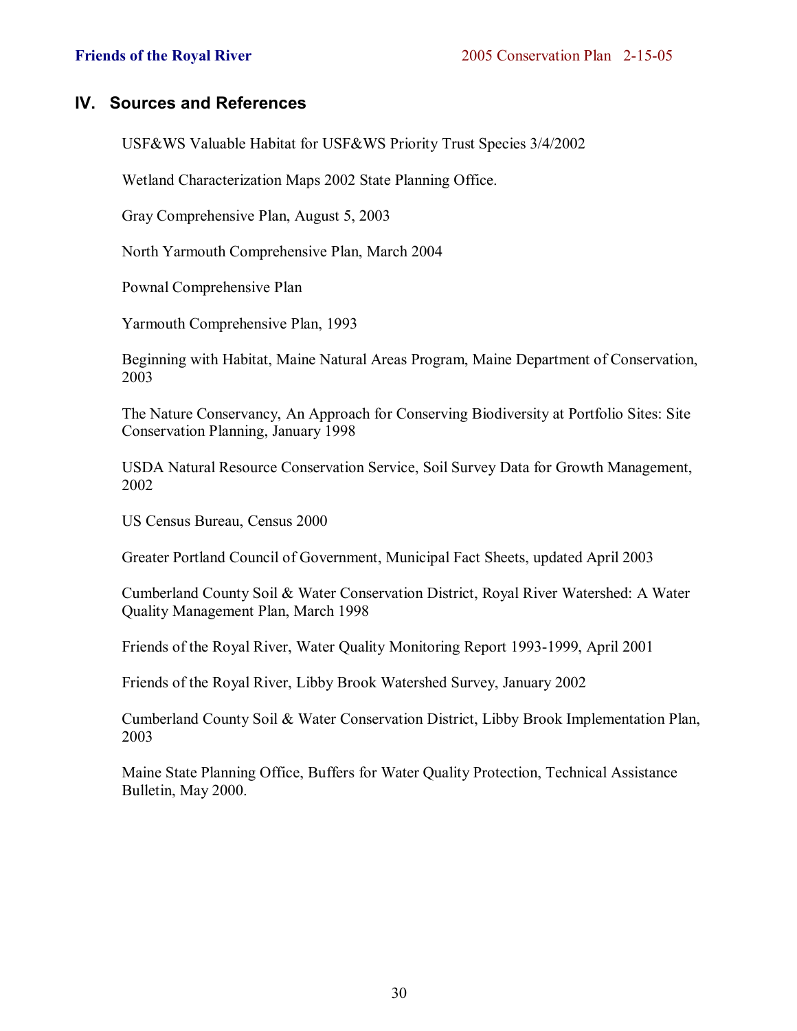## IV. Sources and References

USF&WS Valuable Habitat for USF&WS Priority Trust Species 3/4/2002

Wetland Characterization Maps 2002 State Planning Office.

Gray Comprehensive Plan, August 5, 2003

North Yarmouth Comprehensive Plan, March 2004

Pownal Comprehensive Plan

Yarmouth Comprehensive Plan, 1993

Beginning with Habitat, Maine Natural Areas Program, Maine Department of Conservation, 2003

The Nature Conservancy, An Approach for Conserving Biodiversity at Portfolio Sites: Site Conservation Planning, January 1998

USDA Natural Resource Conservation Service, Soil Survey Data for Growth Management, 2002

US Census Bureau, Census 2000

Greater Portland Council of Government, Municipal Fact Sheets, updated April 2003

Cumberland County Soil & Water Conservation District, Royal River Watershed: A Water Quality Management Plan, March 1998

Friends of the Royal River, Water Quality Monitoring Report 1993-1999, April 2001

Friends of the Royal River, Libby Brook Watershed Survey, January 2002

Cumberland County Soil & Water Conservation District, Libby Brook Implementation Plan, 2003

Maine State Planning Office, Buffers for Water Quality Protection, Technical Assistance Bulletin, May 2000.